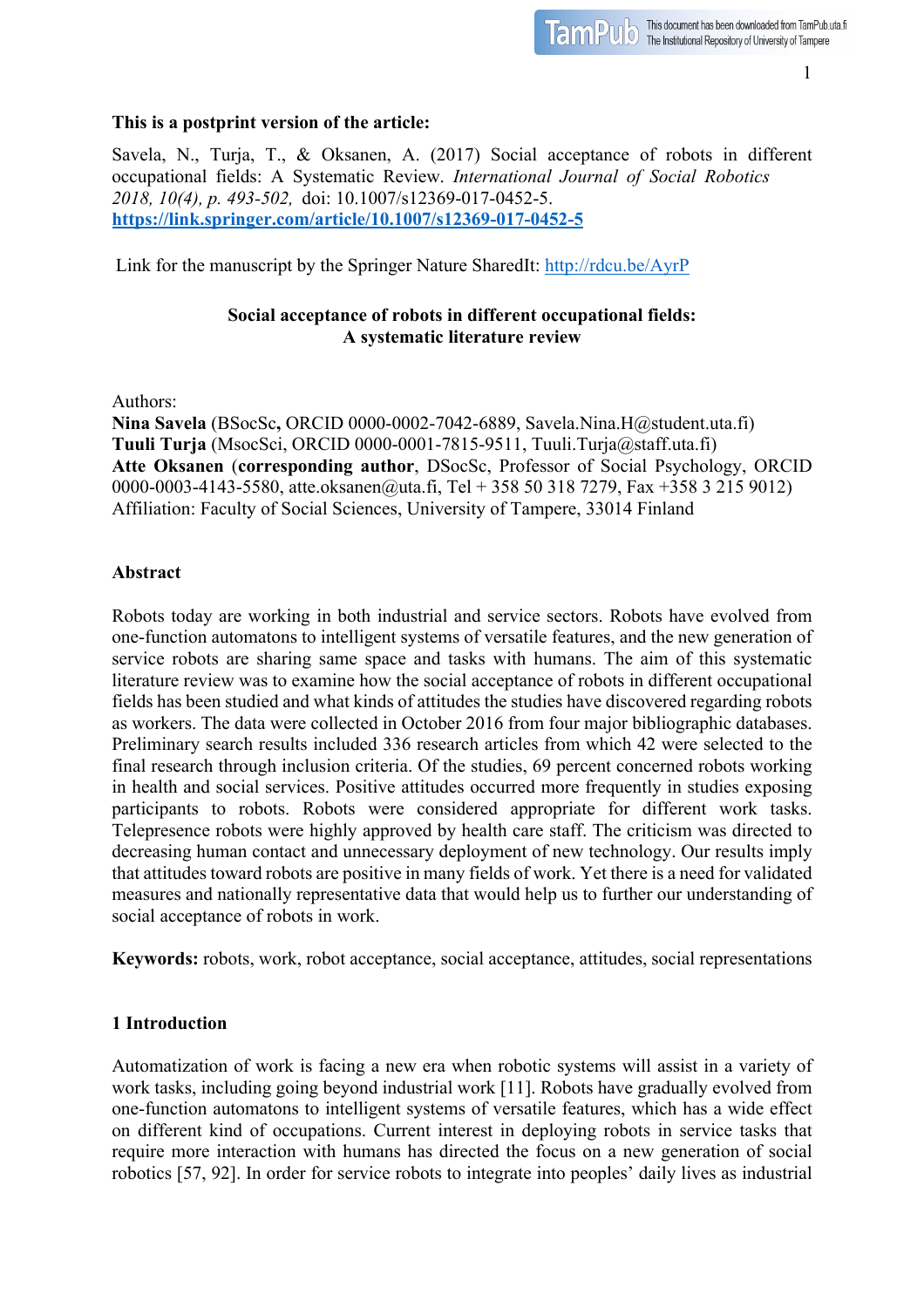**This is a postprint version of the article:**

Savela, N., Turja, T., & Oksanen, A. (2017) Social acceptance of robots in different occupational fields: A Systematic Review. *International Journal of Social Robotics 2018, 10(4), p. 493-502,* doi: 10.1007/s12369-017-0452-5.
**https://link.springer.com/article/10.1007/s12369-017-0452-5**

Link for the manuscript by the Springer Nature SharedIt: http://rdcu.be/AyrP

**Social acceptance of robots in different occupational fields:**
**A systematic literature review**

Authors:
**Nina Savela** (BSocSc**,** ORCID 0000-0002-7042-6889, Savela.Nina.H@student.uta.fi)
**Tuuli Turja** (MsocSci, ORCID 0000-0001-7815-9511, Tuuli.Turja@staff.uta.fi)
**Atte Oksanen** (**corresponding author**, DSocSc, Professor of Social Psychology, ORCID 0000-0003-4143-5580, atte.oksanen@uta.fi, Tel + 358 50 318 7279, Fax +358 3 215 9012)
Affiliation: Faculty of Social Sciences, University of Tampere, 33014 Finland

## Abstract

Robots today are working in both industrial and service sectors. Robots have evolved from one-function automatons to intelligent systems of versatile features, and the new generation of service robots are sharing same space and tasks with humans. The aim of this systematic literature review was to examine how the social acceptance of robots in different occupational fields has been studied and what kinds of attitudes the studies have discovered regarding robots as workers. The data were collected in October 2016 from four major bibliographic databases. Preliminary search results included 336 research articles from which 42 were selected to the final research through inclusion criteria. Of the studies, 69 percent concerned robots working in health and social services. Positive attitudes occurred more frequently in studies exposing participants to robots. Robots were considered appropriate for different work tasks. Telepresence robots were highly approved by health care staff. The criticism was directed to decreasing human contact and unnecessary deployment of new technology. Our results imply that attitudes toward robots are positive in many fields of work. Yet there is a need for validated measures and nationally representative data that would help us to further our understanding of social acceptance of robots in work.

**Keywords:** robots, work, robot acceptance, social acceptance, attitudes, social representations

## 1 Introduction

Automatization of work is facing a new era when robotic systems will assist in a variety of work tasks, including going beyond industrial work [11]. Robots have gradually evolved from one-function automatons to intelligent systems of versatile features, which has a wide effect on different kind of occupations. Current interest in deploying robots in service tasks that require more interaction with humans has directed the focus on a new generation of social robotics [57, 92]. In order for service robots to integrate into peoples' daily lives as industrial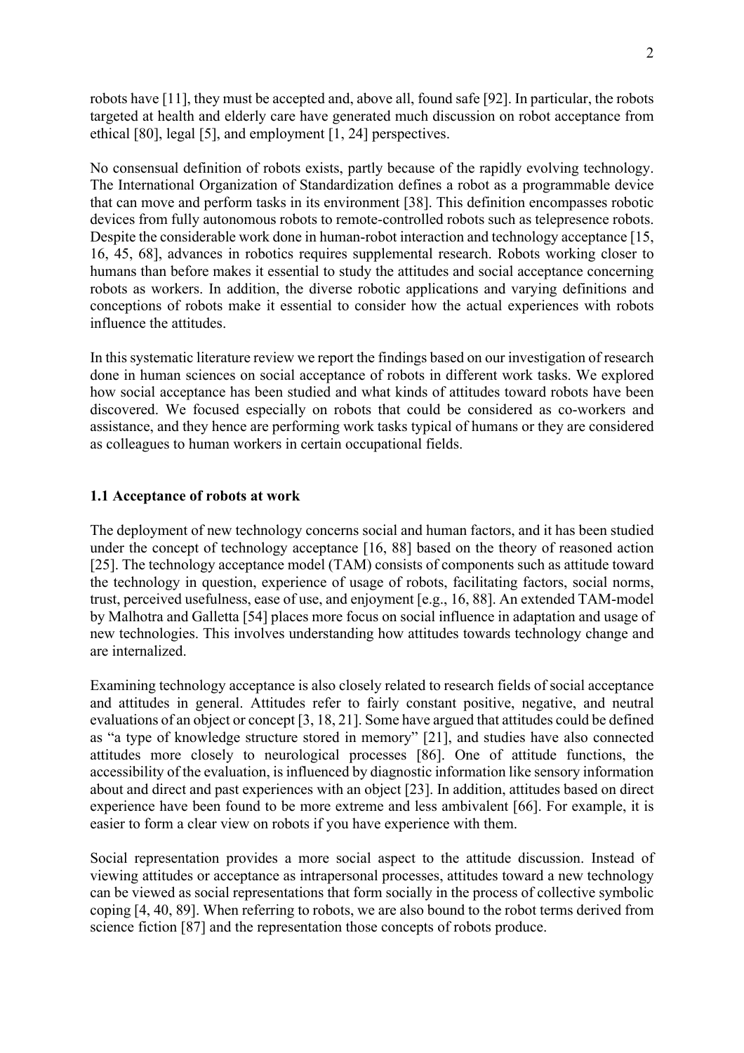robots have [11], they must be accepted and, above all, found safe [92]. In particular, the robots targeted at health and elderly care have generated much discussion on robot acceptance from ethical [80], legal [5], and employment [1, 24] perspectives.

No consensual definition of robots exists, partly because of the rapidly evolving technology. The International Organization of Standardization defines a robot as a programmable device that can move and perform tasks in its environment [38]. This definition encompasses robotic devices from fully autonomous robots to remote-controlled robots such as telepresence robots. Despite the considerable work done in human-robot interaction and technology acceptance [15, 16, 45, 68], advances in robotics requires supplemental research. Robots working closer to humans than before makes it essential to study the attitudes and social acceptance concerning robots as workers. In addition, the diverse robotic applications and varying definitions and conceptions of robots make it essential to consider how the actual experiences with robots influence the attitudes.

In this systematic literature review we report the findings based on our investigation of research done in human sciences on social acceptance of robots in different work tasks. We explored how social acceptance has been studied and what kinds of attitudes toward robots have been discovered. We focused especially on robots that could be considered as co-workers and assistance, and they hence are performing work tasks typical of humans or they are considered as colleagues to human workers in certain occupational fields.

### 1.1 Acceptance of robots at work

The deployment of new technology concerns social and human factors, and it has been studied under the concept of technology acceptance [16, 88] based on the theory of reasoned action [25]. The technology acceptance model (TAM) consists of components such as attitude toward the technology in question, experience of usage of robots, facilitating factors, social norms, trust, perceived usefulness, ease of use, and enjoyment [e.g., 16, 88]. An extended TAM-model by Malhotra and Galletta [54] places more focus on social influence in adaptation and usage of new technologies. This involves understanding how attitudes towards technology change and are internalized.

Examining technology acceptance is also closely related to research fields of social acceptance and attitudes in general. Attitudes refer to fairly constant positive, negative, and neutral evaluations of an object or concept [3, 18, 21]. Some have argued that attitudes could be defined as "a type of knowledge structure stored in memory" [21], and studies have also connected attitudes more closely to neurological processes [86]. One of attitude functions, the accessibility of the evaluation, is influenced by diagnostic information like sensory information about and direct and past experiences with an object [23]. In addition, attitudes based on direct experience have been found to be more extreme and less ambivalent [66]. For example, it is easier to form a clear view on robots if you have experience with them.

Social representation provides a more social aspect to the attitude discussion. Instead of viewing attitudes or acceptance as intrapersonal processes, attitudes toward a new technology can be viewed as social representations that form socially in the process of collective symbolic coping [4, 40, 89]. When referring to robots, we are also bound to the robot terms derived from science fiction [87] and the representation those concepts of robots produce.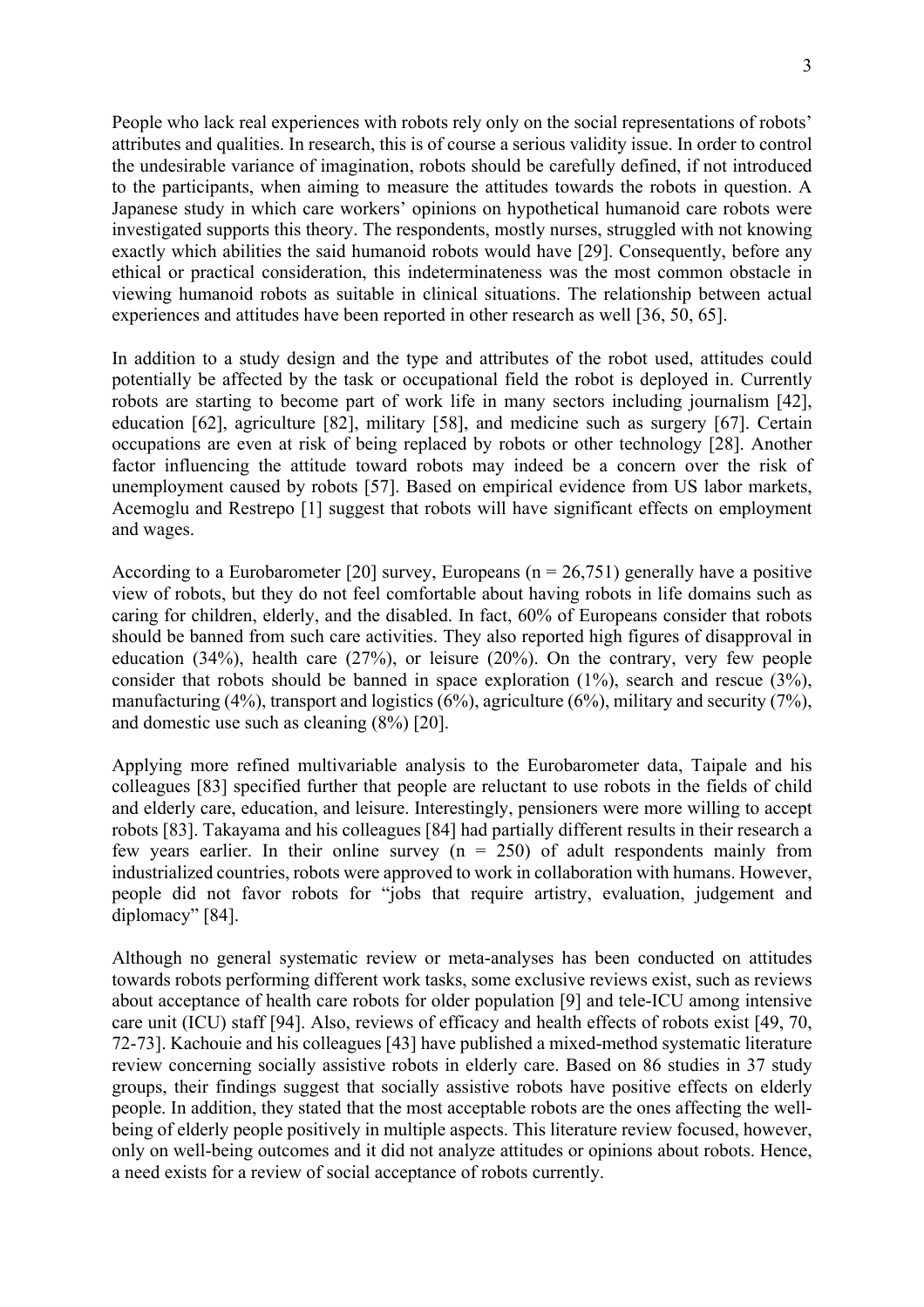People who lack real experiences with robots rely only on the social representations of robots' attributes and qualities. In research, this is of course a serious validity issue. In order to control the undesirable variance of imagination, robots should be carefully defined, if not introduced to the participants, when aiming to measure the attitudes towards the robots in question. A Japanese study in which care workers' opinions on hypothetical humanoid care robots were investigated supports this theory. The respondents, mostly nurses, struggled with not knowing exactly which abilities the said humanoid robots would have [29]. Consequently, before any ethical or practical consideration, this indeterminateness was the most common obstacle in viewing humanoid robots as suitable in clinical situations. The relationship between actual experiences and attitudes have been reported in other research as well [36, 50, 65].

In addition to a study design and the type and attributes of the robot used, attitudes could potentially be affected by the task or occupational field the robot is deployed in. Currently robots are starting to become part of work life in many sectors including journalism [42], education [62], agriculture [82], military [58], and medicine such as surgery [67]. Certain occupations are even at risk of being replaced by robots or other technology [28]. Another factor influencing the attitude toward robots may indeed be a concern over the risk of unemployment caused by robots [57]. Based on empirical evidence from US labor markets, Acemoglu and Restrepo [1] suggest that robots will have significant effects on employment and wages.

According to a Eurobarometer [20] survey, Europeans (n = 26,751) generally have a positive view of robots, but they do not feel comfortable about having robots in life domains such as caring for children, elderly, and the disabled. In fact, 60% of Europeans consider that robots should be banned from such care activities. They also reported high figures of disapproval in education (34%), health care (27%), or leisure (20%). On the contrary, very few people consider that robots should be banned in space exploration (1%), search and rescue (3%), manufacturing (4%), transport and logistics (6%), agriculture (6%), military and security (7%), and domestic use such as cleaning (8%) [20].

Applying more refined multivariable analysis to the Eurobarometer data, Taipale and his colleagues [83] specified further that people are reluctant to use robots in the fields of child and elderly care, education, and leisure. Interestingly, pensioners were more willing to accept robots [83]. Takayama and his colleagues [84] had partially different results in their research a few years earlier. In their online survey (n = 250) of adult respondents mainly from industrialized countries, robots were approved to work in collaboration with humans. However, people did not favor robots for "jobs that require artistry, evaluation, judgement and diplomacy" [84].

Although no general systematic review or meta-analyses has been conducted on attitudes towards robots performing different work tasks, some exclusive reviews exist, such as reviews about acceptance of health care robots for older population [9] and tele-ICU among intensive care unit (ICU) staff [94]. Also, reviews of efficacy and health effects of robots exist [49, 70, 72-73]. Kachouie and his colleagues [43] have published a mixed-method systematic literature review concerning socially assistive robots in elderly care. Based on 86 studies in 37 study groups, their findings suggest that socially assistive robots have positive effects on elderly people. In addition, they stated that the most acceptable robots are the ones affecting the well-being of elderly people positively in multiple aspects. This literature review focused, however, only on well-being outcomes and it did not analyze attitudes or opinions about robots. Hence, a need exists for a review of social acceptance of robots currently.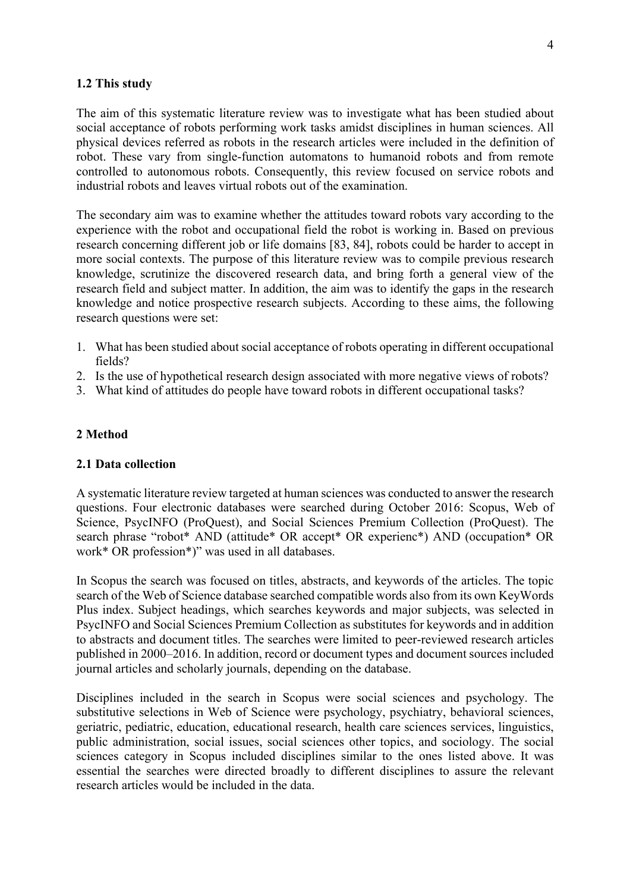### 1.2 This study

The aim of this systematic literature review was to investigate what has been studied about social acceptance of robots performing work tasks amidst disciplines in human sciences. All physical devices referred as robots in the research articles were included in the definition of robot. These vary from single-function automatons to humanoid robots and from remote controlled to autonomous robots. Consequently, this review focused on service robots and industrial robots and leaves virtual robots out of the examination.

The secondary aim was to examine whether the attitudes toward robots vary according to the experience with the robot and occupational field the robot is working in. Based on previous research concerning different job or life domains [83, 84], robots could be harder to accept in more social contexts. The purpose of this literature review was to compile previous research knowledge, scrutinize the discovered research data, and bring forth a general view of the research field and subject matter. In addition, the aim was to identify the gaps in the research knowledge and notice prospective research subjects. According to these aims, the following research questions were set:

1. What has been studied about social acceptance of robots operating in different occupational fields?
2. Is the use of hypothetical research design associated with more negative views of robots?
3. What kind of attitudes do people have toward robots in different occupational tasks?

## 2 Method

### 2.1 Data collection

A systematic literature review targeted at human sciences was conducted to answer the research questions. Four electronic databases were searched during October 2016: Scopus, Web of Science, PsycINFO (ProQuest), and Social Sciences Premium Collection (ProQuest). The search phrase "robot* AND (attitude* OR accept* OR experienc*) AND (occupation* OR work* OR profession*)" was used in all databases.

In Scopus the search was focused on titles, abstracts, and keywords of the articles. The topic search of the Web of Science database searched compatible words also from its own KeyWords Plus index. Subject headings, which searches keywords and major subjects, was selected in PsycINFO and Social Sciences Premium Collection as substitutes for keywords and in addition to abstracts and document titles. The searches were limited to peer-reviewed research articles published in 2000–2016. In addition, record or document types and document sources included journal articles and scholarly journals, depending on the database.

Disciplines included in the search in Scopus were social sciences and psychology. The substitutive selections in Web of Science were psychology, psychiatry, behavioral sciences, geriatric, pediatric, education, educational research, health care sciences services, linguistics, public administration, social issues, social sciences other topics, and sociology. The social sciences category in Scopus included disciplines similar to the ones listed above. It was essential the searches were directed broadly to different disciplines to assure the relevant research articles would be included in the data.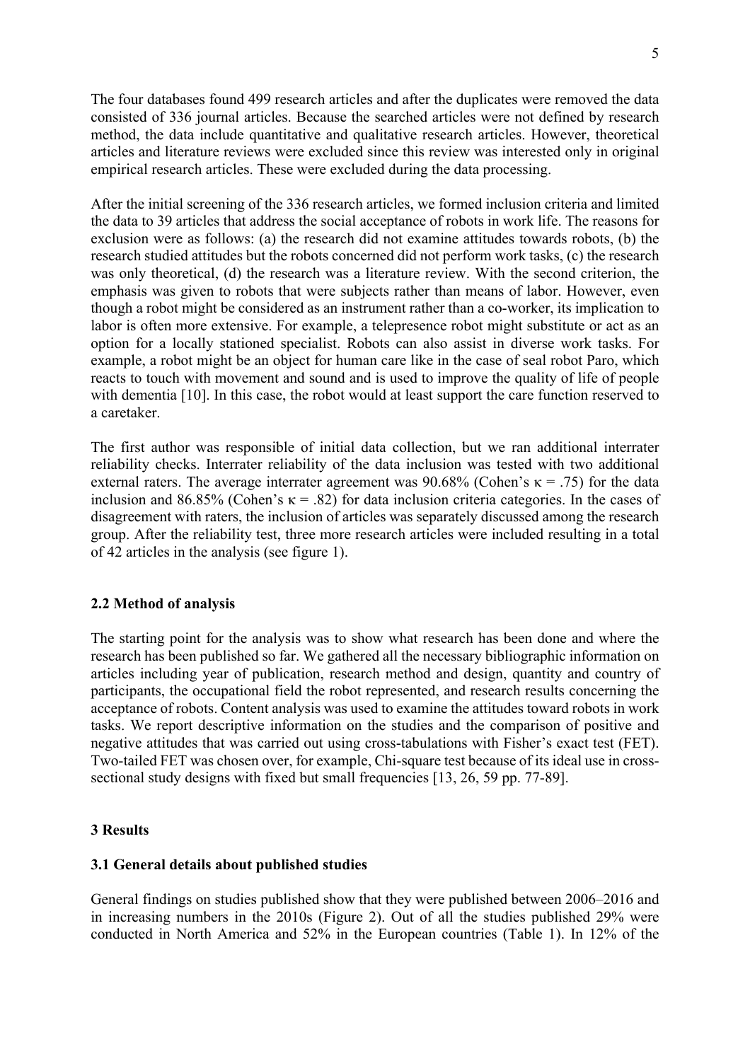The four databases found 499 research articles and after the duplicates were removed the data consisted of 336 journal articles. Because the searched articles were not defined by research method, the data include quantitative and qualitative research articles. However, theoretical articles and literature reviews were excluded since this review was interested only in original empirical research articles. These were excluded during the data processing.

After the initial screening of the 336 research articles, we formed inclusion criteria and limited the data to 39 articles that address the social acceptance of robots in work life. The reasons for exclusion were as follows: (a) the research did not examine attitudes towards robots, (b) the research studied attitudes but the robots concerned did not perform work tasks, (c) the research was only theoretical, (d) the research was a literature review. With the second criterion, the emphasis was given to robots that were subjects rather than means of labor. However, even though a robot might be considered as an instrument rather than a co-worker, its implication to labor is often more extensive. For example, a telepresence robot might substitute or act as an option for a locally stationed specialist. Robots can also assist in diverse work tasks. For example, a robot might be an object for human care like in the case of seal robot Paro, which reacts to touch with movement and sound and is used to improve the quality of life of people with dementia [10]. In this case, the robot would at least support the care function reserved to a caretaker.

The first author was responsible of initial data collection, but we ran additional interrater reliability checks. Interrater reliability of the data inclusion was tested with two additional external raters. The average interrater agreement was 90.68% (Cohen's $\kappa = .75$) for the data inclusion and 86.85% (Cohen's $\kappa = .82$) for data inclusion criteria categories. In the cases of disagreement with raters, the inclusion of articles was separately discussed among the research group. After the reliability test, three more research articles were included resulting in a total of 42 articles in the analysis (see figure 1).

### 2.2 Method of analysis

The starting point for the analysis was to show what research has been done and where the research has been published so far. We gathered all the necessary bibliographic information on articles including year of publication, research method and design, quantity and country of participants, the occupational field the robot represented, and research results concerning the acceptance of robots. Content analysis was used to examine the attitudes toward robots in work tasks. We report descriptive information on the studies and the comparison of positive and negative attitudes that was carried out using cross-tabulations with Fisher's exact test (FET). Two-tailed FET was chosen over, for example, Chi-square test because of its ideal use in cross-sectional study designs with fixed but small frequencies [13, 26, 59 pp. 77-89].

## 3 Results

### 3.1 General details about published studies

General findings on studies published show that they were published between 2006–2016 and in increasing numbers in the 2010s (Figure 2). Out of all the studies published 29% were conducted in North America and 52% in the European countries (Table 1). In 12% of the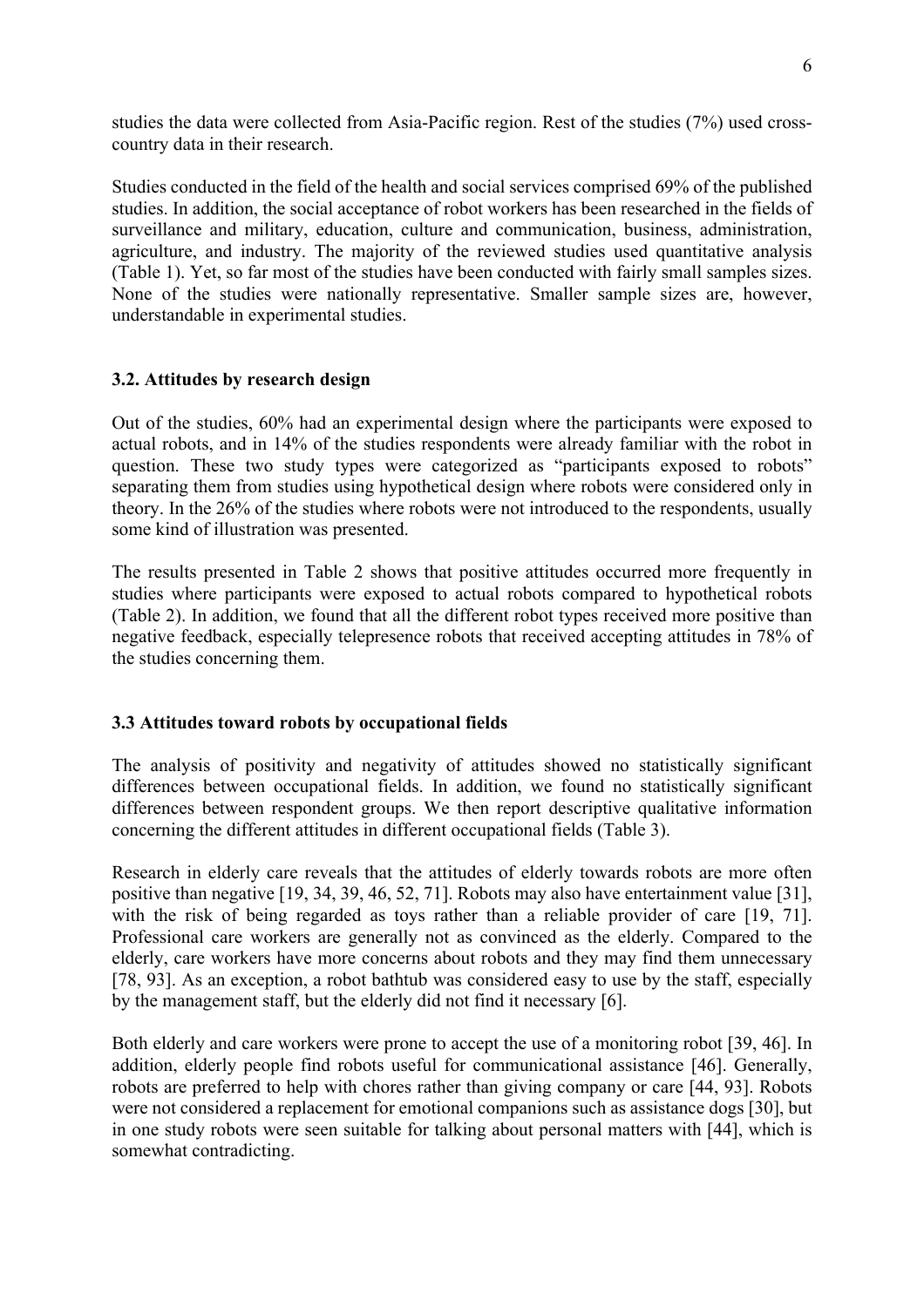studies the data were collected from Asia-Pacific region. Rest of the studies (7%) used cross-country data in their research.

Studies conducted in the field of the health and social services comprised 69% of the published studies. In addition, the social acceptance of robot workers has been researched in the fields of surveillance and military, education, culture and communication, business, administration, agriculture, and industry. The majority of the reviewed studies used quantitative analysis (Table 1). Yet, so far most of the studies have been conducted with fairly small samples sizes. None of the studies were nationally representative. Smaller sample sizes are, however, understandable in experimental studies.

### 3.2. Attitudes by research design

Out of the studies, 60% had an experimental design where the participants were exposed to actual robots, and in 14% of the studies respondents were already familiar with the robot in question. These two study types were categorized as "participants exposed to robots" separating them from studies using hypothetical design where robots were considered only in theory. In the 26% of the studies where robots were not introduced to the respondents, usually some kind of illustration was presented.

The results presented in Table 2 shows that positive attitudes occurred more frequently in studies where participants were exposed to actual robots compared to hypothetical robots (Table 2). In addition, we found that all the different robot types received more positive than negative feedback, especially telepresence robots that received accepting attitudes in 78% of the studies concerning them.

### 3.3 Attitudes toward robots by occupational fields

The analysis of positivity and negativity of attitudes showed no statistically significant differences between occupational fields. In addition, we found no statistically significant differences between respondent groups. We then report descriptive qualitative information concerning the different attitudes in different occupational fields (Table 3).

Research in elderly care reveals that the attitudes of elderly towards robots are more often positive than negative [19, 34, 39, 46, 52, 71]. Robots may also have entertainment value [31], with the risk of being regarded as toys rather than a reliable provider of care [19, 71]. Professional care workers are generally not as convinced as the elderly. Compared to the elderly, care workers have more concerns about robots and they may find them unnecessary [78, 93]. As an exception, a robot bathtub was considered easy to use by the staff, especially by the management staff, but the elderly did not find it necessary [6].

Both elderly and care workers were prone to accept the use of a monitoring robot [39, 46]. In addition, elderly people find robots useful for communicational assistance [46]. Generally, robots are preferred to help with chores rather than giving company or care [44, 93]. Robots were not considered a replacement for emotional companions such as assistance dogs [30], but in one study robots were seen suitable for talking about personal matters with [44], which is somewhat contradicting.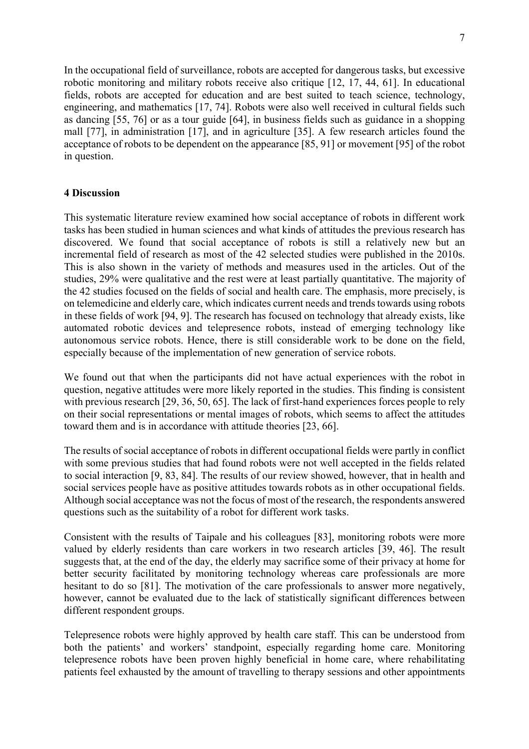In the occupational field of surveillance, robots are accepted for dangerous tasks, but excessive robotic monitoring and military robots receive also critique [12, 17, 44, 61]. In educational fields, robots are accepted for education and are best suited to teach science, technology, engineering, and mathematics [17, 74]. Robots were also well received in cultural fields such as dancing [55, 76] or as a tour guide [64], in business fields such as guidance in a shopping mall [77], in administration [17], and in agriculture [35]. A few research articles found the acceptance of robots to be dependent on the appearance [85, 91] or movement [95] of the robot in question.

## 4 Discussion

This systematic literature review examined how social acceptance of robots in different work tasks has been studied in human sciences and what kinds of attitudes the previous research has discovered. We found that social acceptance of robots is still a relatively new but an incremental field of research as most of the 42 selected studies were published in the 2010s. This is also shown in the variety of methods and measures used in the articles. Out of the studies, 29% were qualitative and the rest were at least partially quantitative. The majority of the 42 studies focused on the fields of social and health care. The emphasis, more precisely, is on telemedicine and elderly care, which indicates current needs and trends towards using robots in these fields of work [94, 9]. The research has focused on technology that already exists, like automated robotic devices and telepresence robots, instead of emerging technology like autonomous service robots. Hence, there is still considerable work to be done on the field, especially because of the implementation of new generation of service robots.

We found out that when the participants did not have actual experiences with the robot in question, negative attitudes were more likely reported in the studies. This finding is consistent with previous research [29, 36, 50, 65]. The lack of first-hand experiences forces people to rely on their social representations or mental images of robots, which seems to affect the attitudes toward them and is in accordance with attitude theories [23, 66].

The results of social acceptance of robots in different occupational fields were partly in conflict with some previous studies that had found robots were not well accepted in the fields related to social interaction [9, 83, 84]. The results of our review showed, however, that in health and social services people have as positive attitudes towards robots as in other occupational fields. Although social acceptance was not the focus of most of the research, the respondents answered questions such as the suitability of a robot for different work tasks.

Consistent with the results of Taipale and his colleagues [83], monitoring robots were more valued by elderly residents than care workers in two research articles [39, 46]. The result suggests that, at the end of the day, the elderly may sacrifice some of their privacy at home for better security facilitated by monitoring technology whereas care professionals are more hesitant to do so [81]. The motivation of the care professionals to answer more negatively, however, cannot be evaluated due to the lack of statistically significant differences between different respondent groups.

Telepresence robots were highly approved by health care staff. This can be understood from both the patients' and workers' standpoint, especially regarding home care. Monitoring telepresence robots have been proven highly beneficial in home care, where rehabilitating patients feel exhausted by the amount of travelling to therapy sessions and other appointments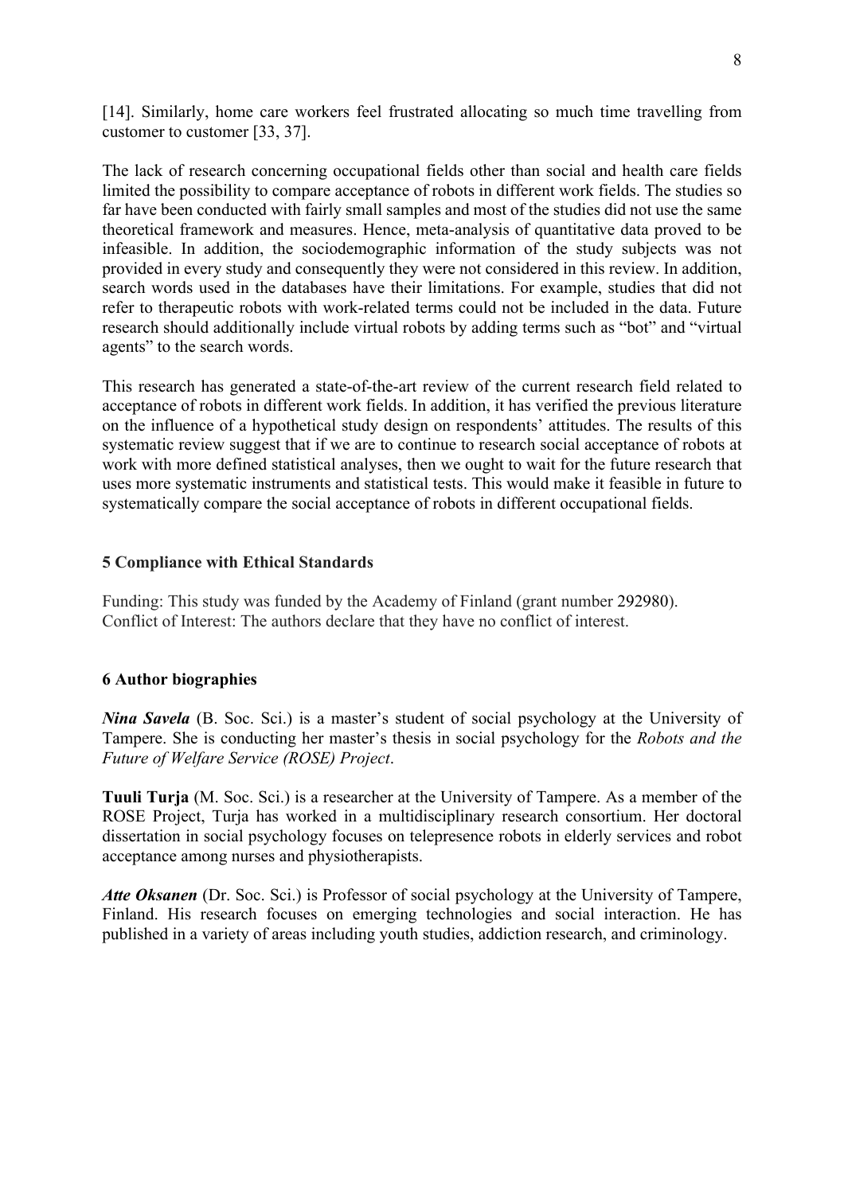[14]. Similarly, home care workers feel frustrated allocating so much time travelling from customer to customer [33, 37].

The lack of research concerning occupational fields other than social and health care fields limited the possibility to compare acceptance of robots in different work fields. The studies so far have been conducted with fairly small samples and most of the studies did not use the same theoretical framework and measures. Hence, meta-analysis of quantitative data proved to be infeasible. In addition, the sociodemographic information of the study subjects was not provided in every study and consequently they were not considered in this review. In addition, search words used in the databases have their limitations. For example, studies that did not refer to therapeutic robots with work-related terms could not be included in the data. Future research should additionally include virtual robots by adding terms such as "bot" and "virtual agents" to the search words.

This research has generated a state-of-the-art review of the current research field related to acceptance of robots in different work fields. In addition, it has verified the previous literature on the influence of a hypothetical study design on respondents' attitudes. The results of this systematic review suggest that if we are to continue to research social acceptance of robots at work with more defined statistical analyses, then we ought to wait for the future research that uses more systematic instruments and statistical tests. This would make it feasible in future to systematically compare the social acceptance of robots in different occupational fields.

## 5 Compliance with Ethical Standards

Funding: This study was funded by the Academy of Finland (grant number 292980).
Conflict of Interest: The authors declare that they have no conflict of interest.

## 6 Author biographies

***Nina Savela*** (B. Soc. Sci.) is a master's student of social psychology at the University of Tampere. She is conducting her master's thesis in social psychology for the *Robots and the Future of Welfare Service (ROSE) Project*.

**Tuuli Turja** (M. Soc. Sci.) is a researcher at the University of Tampere. As a member of the ROSE Project, Turja has worked in a multidisciplinary research consortium. Her doctoral dissertation in social psychology focuses on telepresence robots in elderly services and robot acceptance among nurses and physiotherapists.

***Atte Oksanen*** (Dr. Soc. Sci.) is Professor of social psychology at the University of Tampere, Finland. His research focuses on emerging technologies and social interaction. He has published in a variety of areas including youth studies, addiction research, and criminology.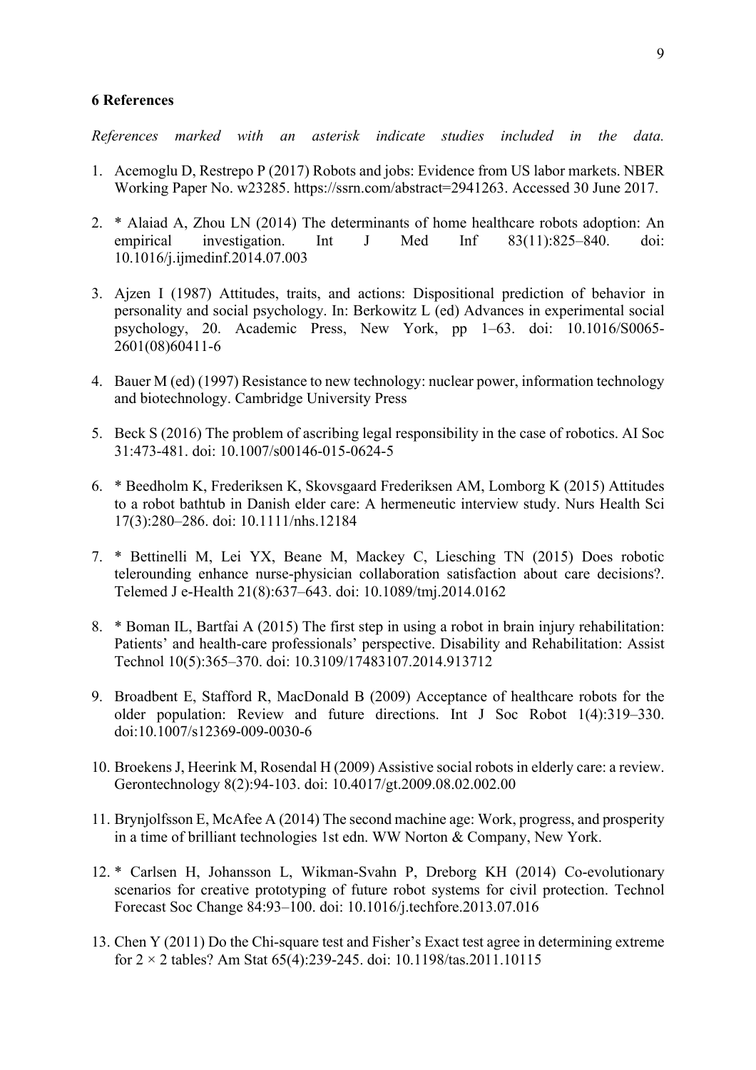### 6 References

*References marked with an asterisk indicate studies included in the data.*

1. Acemoglu D, Restrepo P (2017) Robots and jobs: Evidence from US labor markets. NBER Working Paper No. w23285. https://ssrn.com/abstract=2941263. Accessed 30 June 2017.

2. * Alaiad A, Zhou LN (2014) The determinants of home healthcare robots adoption: An empirical investigation. Int J Med Inf 83(11):825–840. doi: 10.1016/j.ijmedinf.2014.07.003

3. Ajzen I (1987) Attitudes, traits, and actions: Dispositional prediction of behavior in personality and social psychology. In: Berkowitz L (ed) Advances in experimental social psychology, 20. Academic Press, New York, pp 1–63. doi: 10.1016/S0065-2601(08)60411-6

4. Bauer M (ed) (1997) Resistance to new technology: nuclear power, information technology and biotechnology. Cambridge University Press

5. Beck S (2016) The problem of ascribing legal responsibility in the case of robotics. AI Soc 31:473-481. doi: 10.1007/s00146-015-0624-5

6. * Beedholm K, Frederiksen K, Skovsgaard Frederiksen AM, Lomborg K (2015) Attitudes to a robot bathtub in Danish elder care: A hermeneutic interview study. Nurs Health Sci 17(3):280–286. doi: 10.1111/nhs.12184

7. * Bettinelli M, Lei YX, Beane M, Mackey C, Liesching TN (2015) Does robotic telerounding enhance nurse-physician collaboration satisfaction about care decisions?. Telemed J e-Health 21(8):637–643. doi: 10.1089/tmj.2014.0162

8. * Boman IL, Bartfai A (2015) The first step in using a robot in brain injury rehabilitation: Patients' and health-care professionals' perspective. Disability and Rehabilitation: Assist Technol 10(5):365–370. doi: 10.3109/17483107.2014.913712

9. Broadbent E, Stafford R, MacDonald B (2009) Acceptance of healthcare robots for the older population: Review and future directions. Int J Soc Robot 1(4):319–330. doi:10.1007/s12369-009-0030-6

10. Broekens J, Heerink M, Rosendal H (2009) Assistive social robots in elderly care: a review. Gerontechnology 8(2):94-103. doi: 10.4017/gt.2009.08.02.002.00

11. Brynjolfsson E, McAfee A (2014) The second machine age: Work, progress, and prosperity in a time of brilliant technologies 1st edn. WW Norton & Company, New York.

12. * Carlsen H, Johansson L, Wikman-Svahn P, Dreborg KH (2014) Co-evolutionary scenarios for creative prototyping of future robot systems for civil protection. Technol Forecast Soc Change 84:93–100. doi: 10.1016/j.techfore.2013.07.016

13. Chen Y (2011) Do the Chi-square test and Fisher's Exact test agree in determining extreme for $2 \times 2$ tables? Am Stat 65(4):239-245. doi: 10.1198/tas.2011.10115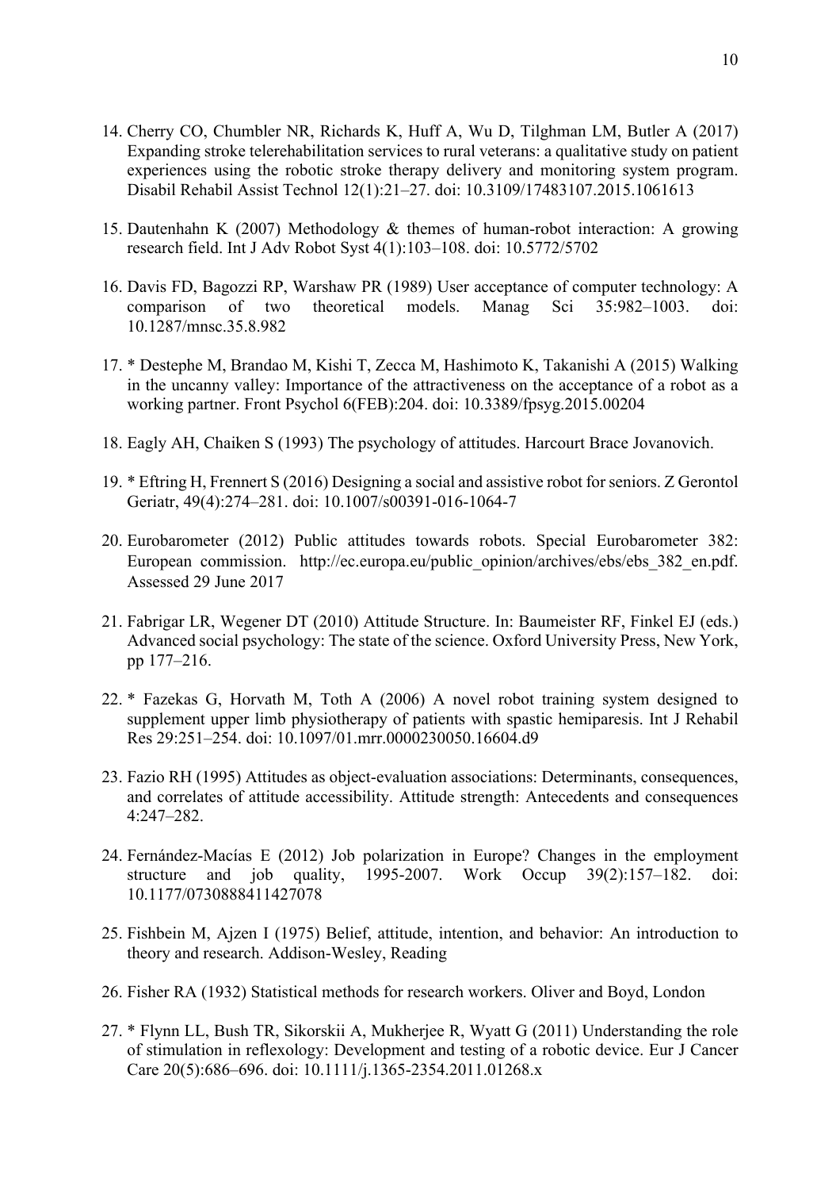14. Cherry CO, Chumbler NR, Richards K, Huff A, Wu D, Tilghman LM, Butler A (2017) Expanding stroke telerehabilitation services to rural veterans: a qualitative study on patient experiences using the robotic stroke therapy delivery and monitoring system program. Disabil Rehabil Assist Technol 12(1):21–27. doi: 10.3109/17483107.2015.1061613

15. Dautenhahn K (2007) Methodology & themes of human-robot interaction: A growing research field. Int J Adv Robot Syst 4(1):103–108. doi: 10.5772/5702

16. Davis FD, Bagozzi RP, Warshaw PR (1989) User acceptance of computer technology: A comparison of two theoretical models. Manag Sci 35:982–1003. doi: 10.1287/mnsc.35.8.982

17. * Destephe M, Brandao M, Kishi T, Zecca M, Hashimoto K, Takanishi A (2015) Walking in the uncanny valley: Importance of the attractiveness on the acceptance of a robot as a working partner. Front Psychol 6(FEB):204. doi: 10.3389/fpsyg.2015.00204

18. Eagly AH, Chaiken S (1993) The psychology of attitudes. Harcourt Brace Jovanovich.

19. * Eftring H, Frennert S (2016) Designing a social and assistive robot for seniors. Z Gerontol Geriatr, 49(4):274–281. doi: 10.1007/s00391-016-1064-7

20. Eurobarometer (2012) Public attitudes towards robots. Special Eurobarometer 382: European commission. http://ec.europa.eu/public_opinion/archives/ebs/ebs_382_en.pdf. Assessed 29 June 2017

21. Fabrigar LR, Wegener DT (2010) Attitude Structure. In: Baumeister RF, Finkel EJ (eds.) Advanced social psychology: The state of the science. Oxford University Press, New York, pp 177–216.

22. * Fazekas G, Horvath M, Toth A (2006) A novel robot training system designed to supplement upper limb physiotherapy of patients with spastic hemiparesis. Int J Rehabil Res 29:251–254. doi: 10.1097/01.mrr.0000230050.16604.d9

23. Fazio RH (1995) Attitudes as object-evaluation associations: Determinants, consequences, and correlates of attitude accessibility. Attitude strength: Antecedents and consequences 4:247–282.

24. Fernández-Macías E (2012) Job polarization in Europe? Changes in the employment structure and job quality, 1995-2007. Work Occup 39(2):157–182. doi: 10.1177/0730888411427078

25. Fishbein M, Ajzen I (1975) Belief, attitude, intention, and behavior: An introduction to theory and research. Addison-Wesley, Reading

26. Fisher RA (1932) Statistical methods for research workers. Oliver and Boyd, London

27. * Flynn LL, Bush TR, Sikorskii A, Mukherjee R, Wyatt G (2011) Understanding the role of stimulation in reflexology: Development and testing of a robotic device. Eur J Cancer Care 20(5):686–696. doi: 10.1111/j.1365-2354.2011.01268.x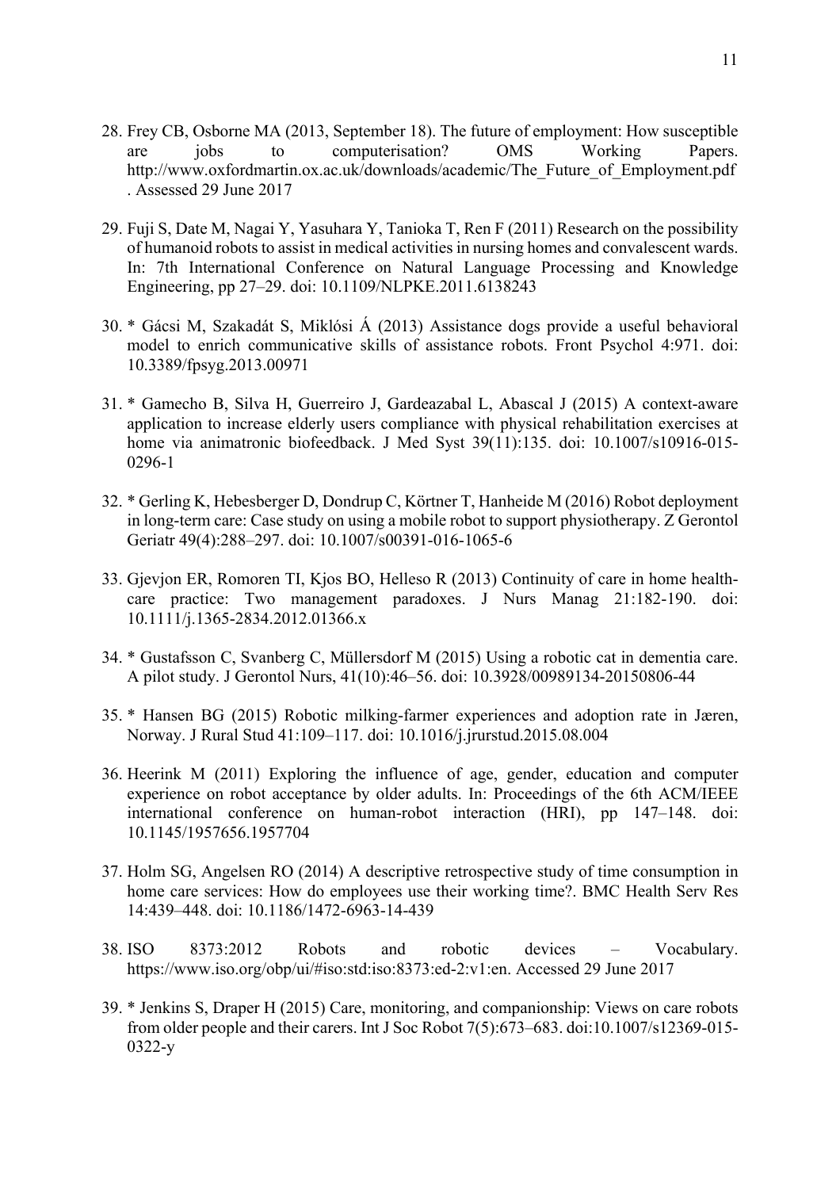28. Frey CB, Osborne MA (2013, September 18). The future of employment: How susceptible are jobs to computerisation? OMS Working Papers. http://www.oxfordmartin.ox.ac.uk/downloads/academic/The_Future_of_Employment.pdf. Assessed 29 June 2017

29. Fuji S, Date M, Nagai Y, Yasuhara Y, Tanioka T, Ren F (2011) Research on the possibility of humanoid robots to assist in medical activities in nursing homes and convalescent wards. In: 7th International Conference on Natural Language Processing and Knowledge Engineering, pp 27–29. doi: 10.1109/NLPKE.2011.6138243

30. * Gácsi M, Szakadát S, Miklósi Á (2013) Assistance dogs provide a useful behavioral model to enrich communicative skills of assistance robots. Front Psychol 4:971. doi: 10.3389/fpsyg.2013.00971

31. * Gamecho B, Silva H, Guerreiro J, Gardeazabal L, Abascal J (2015) A context-aware application to increase elderly users compliance with physical rehabilitation exercises at home via animatronic biofeedback. J Med Syst 39(11):135. doi: 10.1007/s10916-015-0296-1

32. * Gerling K, Hebesberger D, Dondrup C, Körtner T, Hanheide M (2016) Robot deployment in long-term care: Case study on using a mobile robot to support physiotherapy. Z Gerontol Geriatr 49(4):288–297. doi: 10.1007/s00391-016-1065-6

33. Gjevjon ER, Romoren TI, Kjos BO, Helleso R (2013) Continuity of care in home health-care practice: Two management paradoxes. J Nurs Manag 21:182-190. doi: 10.1111/j.1365-2834.2012.01366.x

34. * Gustafsson C, Svanberg C, Müllersdorf M (2015) Using a robotic cat in dementia care. A pilot study. J Gerontol Nurs, 41(10):46–56. doi: 10.3928/00989134-20150806-44

35. * Hansen BG (2015) Robotic milking-farmer experiences and adoption rate in Jæren, Norway. J Rural Stud 41:109–117. doi: 10.1016/j.jrurstud.2015.08.004

36. Heerink M (2011) Exploring the influence of age, gender, education and computer experience on robot acceptance by older adults. In: Proceedings of the 6th ACM/IEEE international conference on human-robot interaction (HRI), pp 147–148. doi: 10.1145/1957656.1957704

37. Holm SG, Angelsen RO (2014) A descriptive retrospective study of time consumption in home care services: How do employees use their working time?. BMC Health Serv Res 14:439–448. doi: 10.1186/1472-6963-14-439

38. ISO 8373:2012 Robots and robotic devices – Vocabulary. https://www.iso.org/obp/ui/#iso:std:iso:8373:ed-2:v1:en. Accessed 29 June 2017

39. * Jenkins S, Draper H (2015) Care, monitoring, and companionship: Views on care robots from older people and their carers. Int J Soc Robot 7(5):673–683. doi:10.1007/s12369-015-0322-y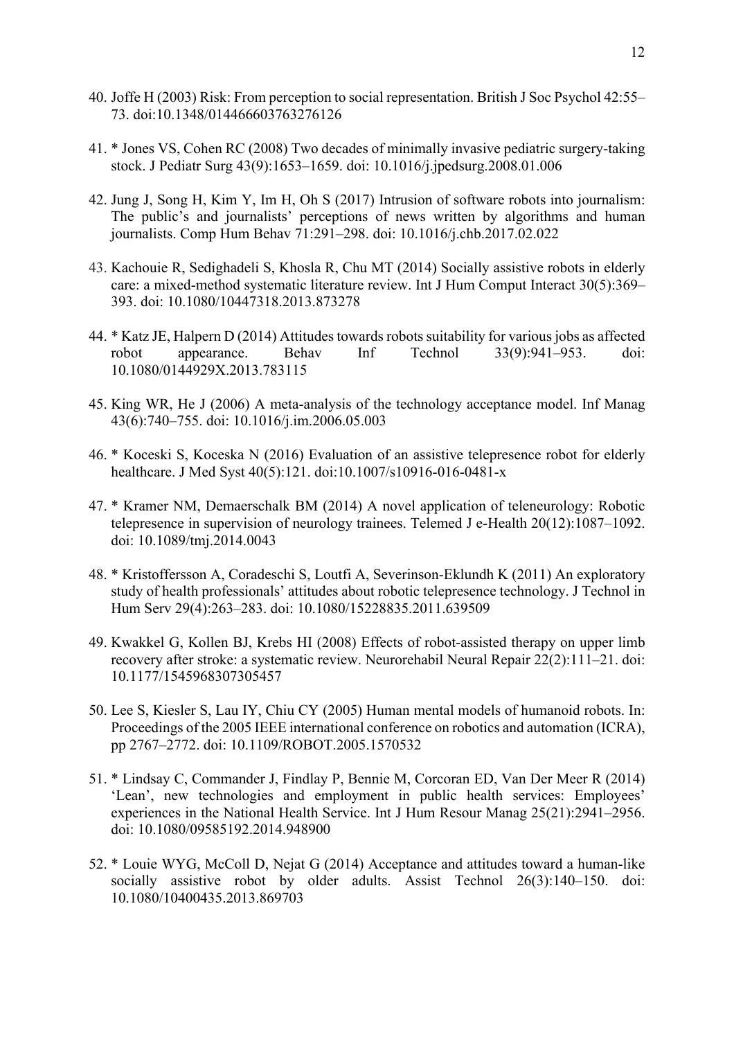40. Joffe H (2003) Risk: From perception to social representation. British J Soc Psychol 42:55–73. doi:10.1348/014466603763276126

41. * Jones VS, Cohen RC (2008) Two decades of minimally invasive pediatric surgery-taking stock. J Pediatr Surg 43(9):1653–1659. doi: 10.1016/j.jpedsurg.2008.01.006

42. Jung J, Song H, Kim Y, Im H, Oh S (2017) Intrusion of software robots into journalism: The public's and journalists' perceptions of news written by algorithms and human journalists. Comp Hum Behav 71:291–298. doi: 10.1016/j.chb.2017.02.022

43. Kachouie R, Sedighadeli S, Khosla R, Chu MT (2014) Socially assistive robots in elderly care: a mixed-method systematic literature review. Int J Hum Comput Interact 30(5):369–393. doi: 10.1080/10447318.2013.873278

44. * Katz JE, Halpern D (2014) Attitudes towards robots suitability for various jobs as affected robot appearance. Behav Inf Technol 33(9):941–953. doi: 10.1080/0144929X.2013.783115

45. King WR, He J (2006) A meta-analysis of the technology acceptance model. Inf Manag 43(6):740–755. doi: 10.1016/j.im.2006.05.003

46. * Koceski S, Koceska N (2016) Evaluation of an assistive telepresence robot for elderly healthcare. J Med Syst 40(5):121. doi:10.1007/s10916-016-0481-x

47. * Kramer NM, Demaerschalk BM (2014) A novel application of teleneurology: Robotic telepresence in supervision of neurology trainees. Telemed J e-Health 20(12):1087–1092. doi: 10.1089/tmj.2014.0043

48. * Kristoffersson A, Coradeschi S, Loutfi A, Severinson-Eklundh K (2011) An exploratory study of health professionals' attitudes about robotic telepresence technology. J Technol in Hum Serv 29(4):263–283. doi: 10.1080/15228835.2011.639509

49. Kwakkel G, Kollen BJ, Krebs HI (2008) Effects of robot-assisted therapy on upper limb recovery after stroke: a systematic review. Neurorehabil Neural Repair 22(2):111–21. doi: 10.1177/1545968307305457

50. Lee S, Kiesler S, Lau IY, Chiu CY (2005) Human mental models of humanoid robots. In: Proceedings of the 2005 IEEE international conference on robotics and automation (ICRA), pp 2767–2772. doi: 10.1109/ROBOT.2005.1570532

51. * Lindsay C, Commander J, Findlay P, Bennie M, Corcoran ED, Van Der Meer R (2014) 'Lean', new technologies and employment in public health services: Employees' experiences in the National Health Service. Int J Hum Resour Manag 25(21):2941–2956. doi: 10.1080/09585192.2014.948900

52. * Louie WYG, McColl D, Nejat G (2014) Acceptance and attitudes toward a human-like socially assistive robot by older adults. Assist Technol 26(3):140–150. doi: 10.1080/10400435.2013.869703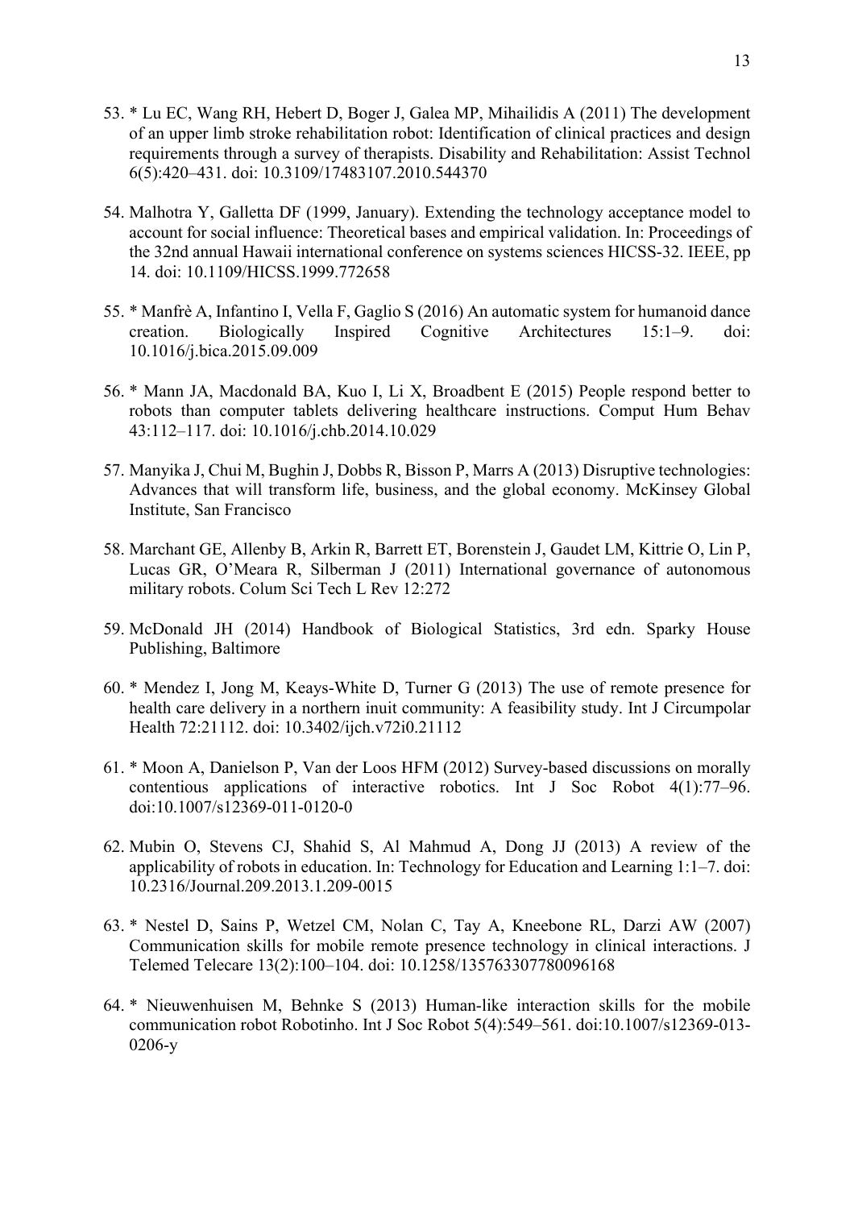53. * Lu EC, Wang RH, Hebert D, Boger J, Galea MP, Mihailidis A (2011) The development of an upper limb stroke rehabilitation robot: Identification of clinical practices and design requirements through a survey of therapists. Disability and Rehabilitation: Assist Technol 6(5):420–431. doi: 10.3109/17483107.2010.544370

54. Malhotra Y, Galletta DF (1999, January). Extending the technology acceptance model to account for social influence: Theoretical bases and empirical validation. In: Proceedings of the 32nd annual Hawaii international conference on systems sciences HICSS-32. IEEE, pp 14. doi: 10.1109/HICSS.1999.772658

55. * Manfrè A, Infantino I, Vella F, Gaglio S (2016) An automatic system for humanoid dance creation. Biologically Inspired Cognitive Architectures 15:1–9. doi: 10.1016/j.bica.2015.09.009

56. * Mann JA, Macdonald BA, Kuo I, Li X, Broadbent E (2015) People respond better to robots than computer tablets delivering healthcare instructions. Comput Hum Behav 43:112–117. doi: 10.1016/j.chb.2014.10.029

57. Manyika J, Chui M, Bughin J, Dobbs R, Bisson P, Marrs A (2013) Disruptive technologies: Advances that will transform life, business, and the global economy. McKinsey Global Institute, San Francisco

58. Marchant GE, Allenby B, Arkin R, Barrett ET, Borenstein J, Gaudet LM, Kittrie O, Lin P, Lucas GR, O'Meara R, Silberman J (2011) International governance of autonomous military robots. Colum Sci Tech L Rev 12:272

59. McDonald JH (2014) Handbook of Biological Statistics, 3rd edn. Sparky House Publishing, Baltimore

60. * Mendez I, Jong M, Keays-White D, Turner G (2013) The use of remote presence for health care delivery in a northern inuit community: A feasibility study. Int J Circumpolar Health 72:21112. doi: 10.3402/ijch.v72i0.21112

61. * Moon A, Danielson P, Van der Loos HFM (2012) Survey-based discussions on morally contentious applications of interactive robotics. Int J Soc Robot 4(1):77–96. doi:10.1007/s12369-011-0120-0

62. Mubin O, Stevens CJ, Shahid S, Al Mahmud A, Dong JJ (2013) A review of the applicability of robots in education. In: Technology for Education and Learning 1:1–7. doi: 10.2316/Journal.209.2013.1.209-0015

63. * Nestel D, Sains P, Wetzel CM, Nolan C, Tay A, Kneebone RL, Darzi AW (2007) Communication skills for mobile remote presence technology in clinical interactions. J Telemed Telecare 13(2):100–104. doi: 10.1258/135763307780096168

64. * Nieuwenhuisen M, Behnke S (2013) Human-like interaction skills for the mobile communication robot Robotinho. Int J Soc Robot 5(4):549–561. doi:10.1007/s12369-013-0206-y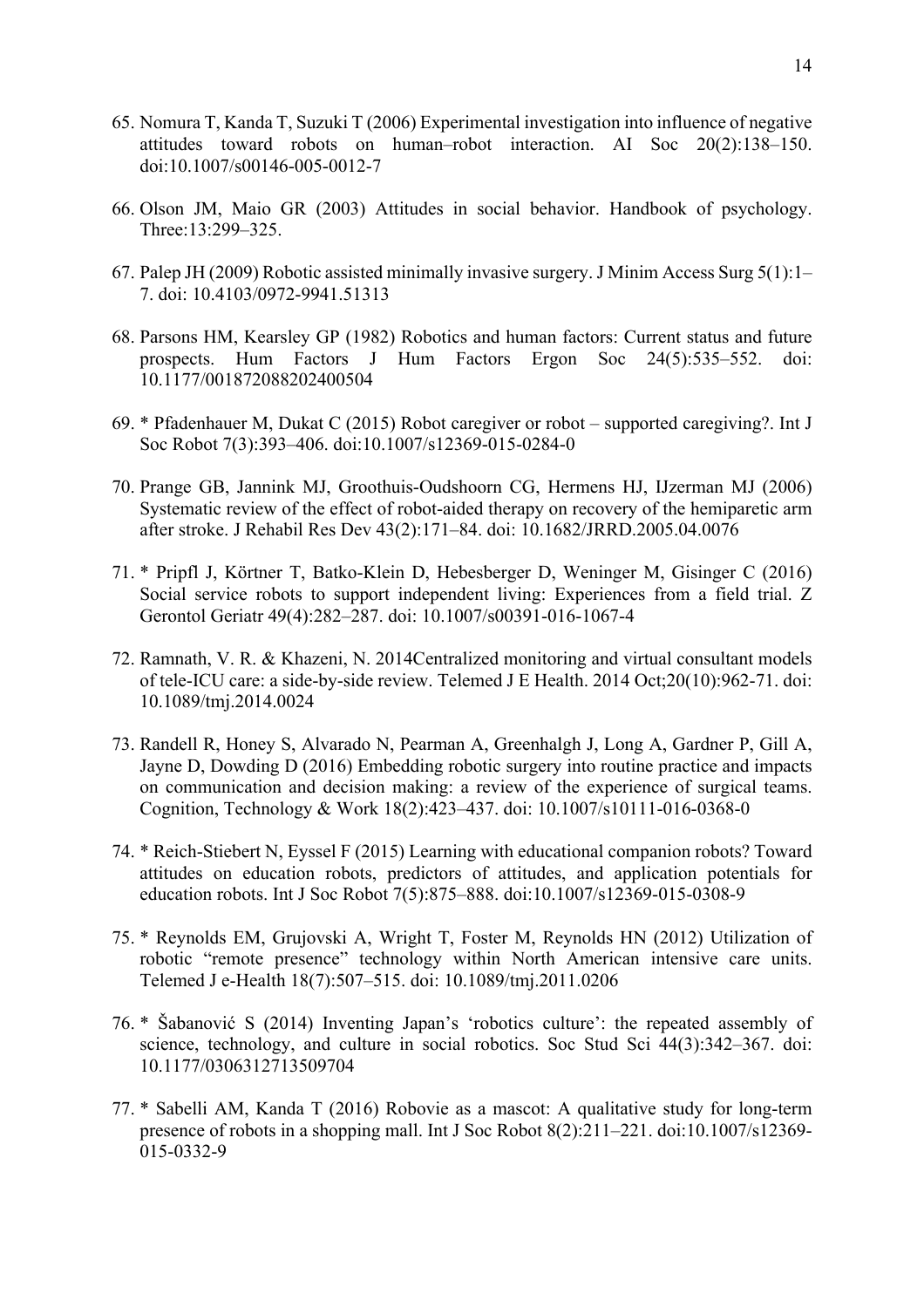65. Nomura T, Kanda T, Suzuki T (2006) Experimental investigation into influence of negative attitudes toward robots on human–robot interaction. AI Soc 20(2):138–150. doi:10.1007/s00146-005-0012-7

66. Olson JM, Maio GR (2003) Attitudes in social behavior. Handbook of psychology. Three:13:299–325.

67. Palep JH (2009) Robotic assisted minimally invasive surgery. J Minim Access Surg 5(1):1–7. doi: 10.4103/0972-9941.51313

68. Parsons HM, Kearsley GP (1982) Robotics and human factors: Current status and future prospects. Hum Factors J Hum Factors Ergon Soc 24(5):535–552. doi: 10.1177/001872088202400504

69. * Pfadenhauer M, Dukat C (2015) Robot caregiver or robot – supported caregiving?. Int J Soc Robot 7(3):393–406. doi:10.1007/s12369-015-0284-0

70. Prange GB, Jannink MJ, Groothuis-Oudshoorn CG, Hermens HJ, IJzerman MJ (2006) Systematic review of the effect of robot-aided therapy on recovery of the hemiparetic arm after stroke. J Rehabil Res Dev 43(2):171–84. doi: 10.1682/JRRD.2005.04.0076

71. * Pripfl J, Körtner T, Batko-Klein D, Hebesberger D, Weninger M, Gisinger C (2016) Social service robots to support independent living: Experiences from a field trial. Z Gerontol Geriatr 49(4):282–287. doi: 10.1007/s00391-016-1067-4

72. Ramnath, V. R. & Khazeni, N. 2014Centralized monitoring and virtual consultant models of tele-ICU care: a side-by-side review. Telemed J E Health. 2014 Oct;20(10):962-71. doi: 10.1089/tmj.2014.0024

73. Randell R, Honey S, Alvarado N, Pearman A, Greenhalgh J, Long A, Gardner P, Gill A, Jayne D, Dowding D (2016) Embedding robotic surgery into routine practice and impacts on communication and decision making: a review of the experience of surgical teams. Cognition, Technology & Work 18(2):423–437. doi: 10.1007/s10111-016-0368-0

74. * Reich-Stiebert N, Eyssel F (2015) Learning with educational companion robots? Toward attitudes on education robots, predictors of attitudes, and application potentials for education robots. Int J Soc Robot 7(5):875–888. doi:10.1007/s12369-015-0308-9

75. * Reynolds EM, Grujovski A, Wright T, Foster M, Reynolds HN (2012) Utilization of robotic "remote presence" technology within North American intensive care units. Telemed J e-Health 18(7):507–515. doi: 10.1089/tmj.2011.0206

76. * Šabanović S (2014) Inventing Japan's 'robotics culture': the repeated assembly of science, technology, and culture in social robotics. Soc Stud Sci 44(3):342–367. doi: 10.1177/0306312713509704

77. * Sabelli AM, Kanda T (2016) Robovie as a mascot: A qualitative study for long-term presence of robots in a shopping mall. Int J Soc Robot 8(2):211–221. doi:10.1007/s12369-015-0332-9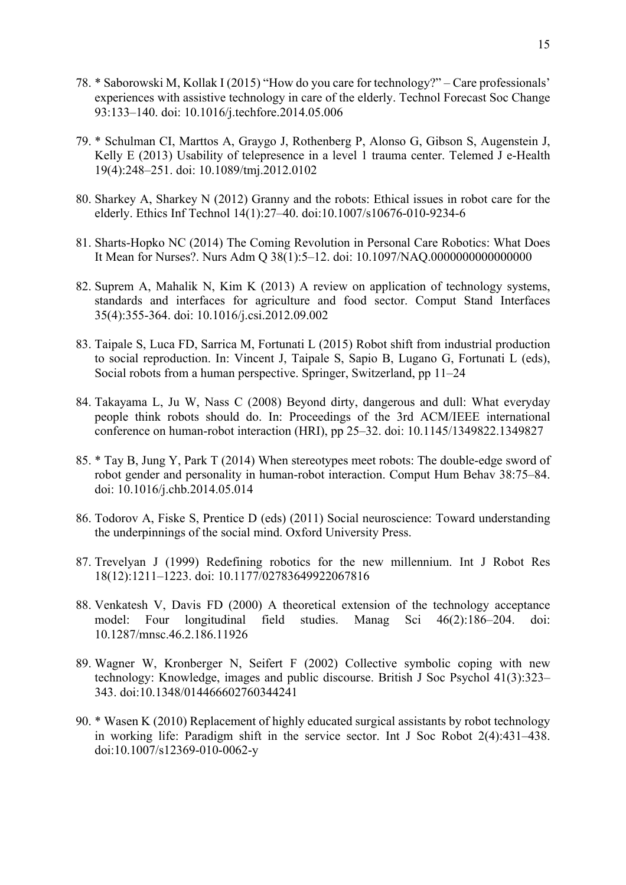78. * Saborowski M, Kollak I (2015) “How do you care for technology?” – Care professionals’ experiences with assistive technology in care of the elderly. Technol Forecast Soc Change 93:133–140. doi: 10.1016/j.techfore.2014.05.006

79. * Schulman CI, Marttos A, Graygo J, Rothenberg P, Alonso G, Gibson S, Augenstein J, Kelly E (2013) Usability of telepresence in a level 1 trauma center. Telemed J e-Health 19(4):248–251. doi: 10.1089/tmj.2012.0102

80. Sharkey A, Sharkey N (2012) Granny and the robots: Ethical issues in robot care for the elderly. Ethics Inf Technol 14(1):27–40. doi:10.1007/s10676-010-9234-6

81. Sharts-Hopko NC (2014) The Coming Revolution in Personal Care Robotics: What Does It Mean for Nurses?. Nurs Adm Q 38(1):5–12. doi: 10.1097/NAQ.0000000000000000

82. Suprem A, Mahalik N, Kim K (2013) A review on application of technology systems, standards and interfaces for agriculture and food sector. Comput Stand Interfaces 35(4):355-364. doi: 10.1016/j.csi.2012.09.002

83. Taipale S, Luca FD, Sarrica M, Fortunati L (2015) Robot shift from industrial production to social reproduction. In: Vincent J, Taipale S, Sapio B, Lugano G, Fortunati L (eds), Social robots from a human perspective. Springer, Switzerland, pp 11–24

84. Takayama L, Ju W, Nass C (2008) Beyond dirty, dangerous and dull: What everyday people think robots should do. In: Proceedings of the 3rd ACM/IEEE international conference on human-robot interaction (HRI), pp 25–32. doi: 10.1145/1349822.1349827

85. * Tay B, Jung Y, Park T (2014) When stereotypes meet robots: The double-edge sword of robot gender and personality in human-robot interaction. Comput Hum Behav 38:75–84. doi: 10.1016/j.chb.2014.05.014

86. Todorov A, Fiske S, Prentice D (eds) (2011) Social neuroscience: Toward understanding the underpinnings of the social mind. Oxford University Press.

87. Trevelyan J (1999) Redefining robotics for the new millennium. Int J Robot Res 18(12):1211–1223. doi: 10.1177/02783649922067816

88. Venkatesh V, Davis FD (2000) A theoretical extension of the technology acceptance model: Four longitudinal field studies. Manag Sci 46(2):186–204. doi: 10.1287/mnsc.46.2.186.11926

89. Wagner W, Kronberger N, Seifert F (2002) Collective symbolic coping with new technology: Knowledge, images and public discourse. British J Soc Psychol 41(3):323–343. doi:10.1348/014466602760344241

90. * Wasen K (2010) Replacement of highly educated surgical assistants by robot technology in working life: Paradigm shift in the service sector. Int J Soc Robot 2(4):431–438. doi:10.1007/s12369-010-0062-y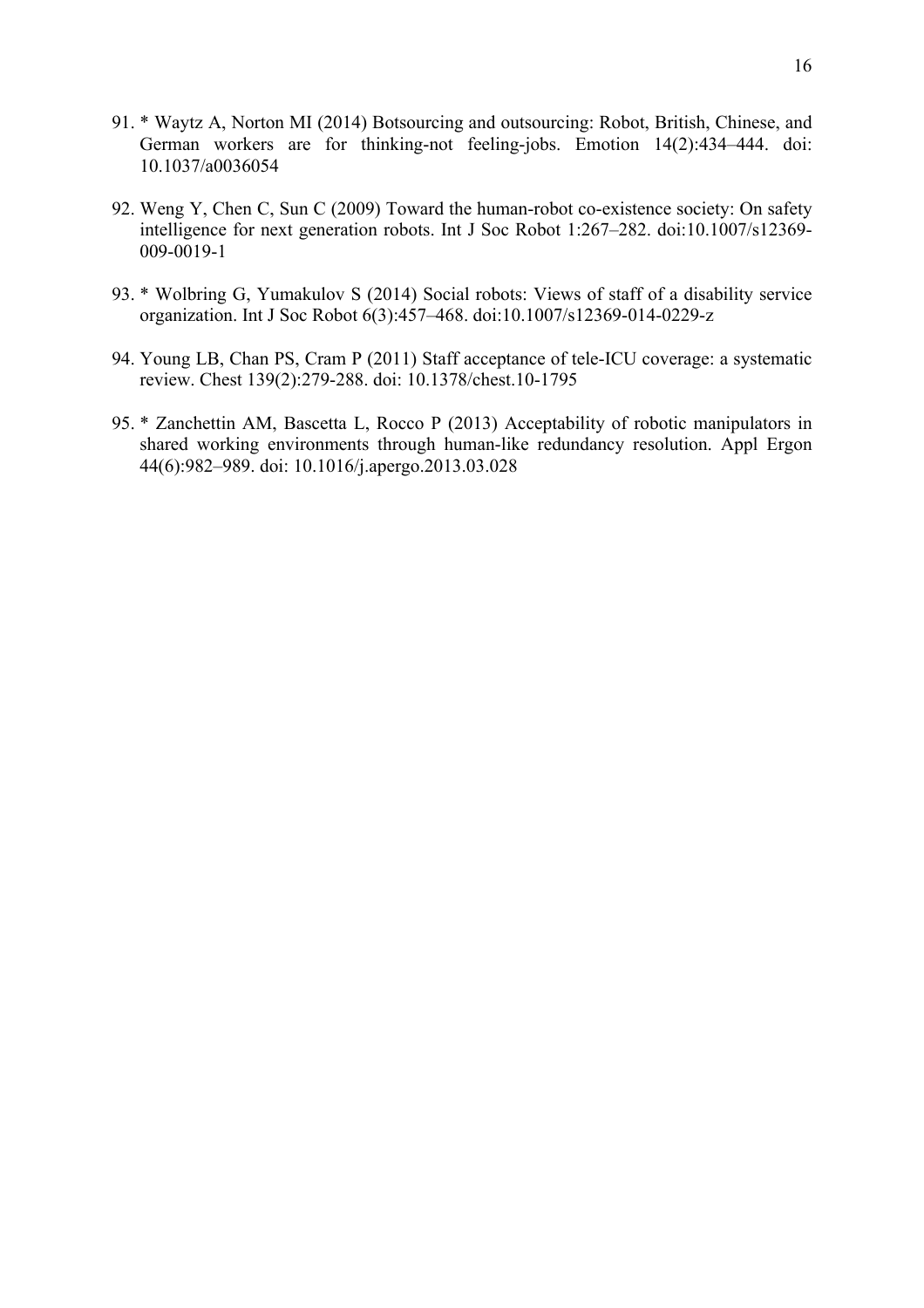91. * Waytz A, Norton MI (2014) Botsourcing and outsourcing: Robot, British, Chinese, and German workers are for thinking-not feeling-jobs. Emotion 14(2):434–444. doi: 10.1037/a0036054

92. Weng Y, Chen C, Sun C (2009) Toward the human-robot co-existence society: On safety intelligence for next generation robots. Int J Soc Robot 1:267–282. doi:10.1007/s12369-009-0019-1

93. * Wolbring G, Yumakulov S (2014) Social robots: Views of staff of a disability service organization. Int J Soc Robot 6(3):457–468. doi:10.1007/s12369-014-0229-z

94. Young LB, Chan PS, Cram P (2011) Staff acceptance of tele-ICU coverage: a systematic review. Chest 139(2):279-288. doi: 10.1378/chest.10-1795

95. * Zanchettin AM, Bascetta L, Rocco P (2013) Acceptability of robotic manipulators in shared working environments through human-like redundancy resolution. Appl Ergon 44(6):982–989. doi: 10.1016/j.apergo.2013.03.028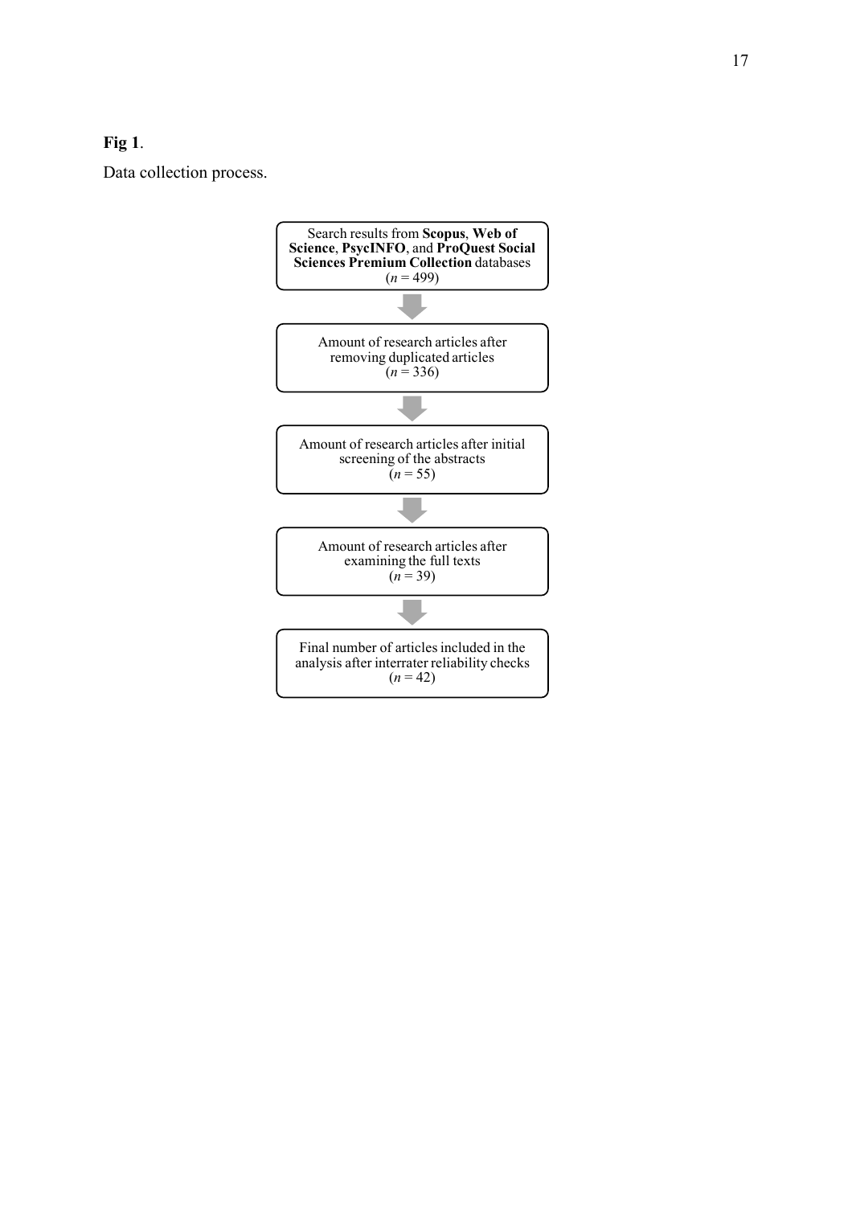**Fig 1**.

Data collection process.

Search results from **Scopus**, **Web of Science**, **PsycINFO**, and **ProQuest Social Sciences Premium Collection** databases
($n$ = 499)

Amount of research articles after removing duplicated articles
($n$ = 336)

Amount of research articles after initial screening of the abstracts
($n$ = 55)

Amount of research articles after examining the full texts
($n$ = 39)

Final number of articles included in the analysis after interrater reliability checks
($n$ = 42)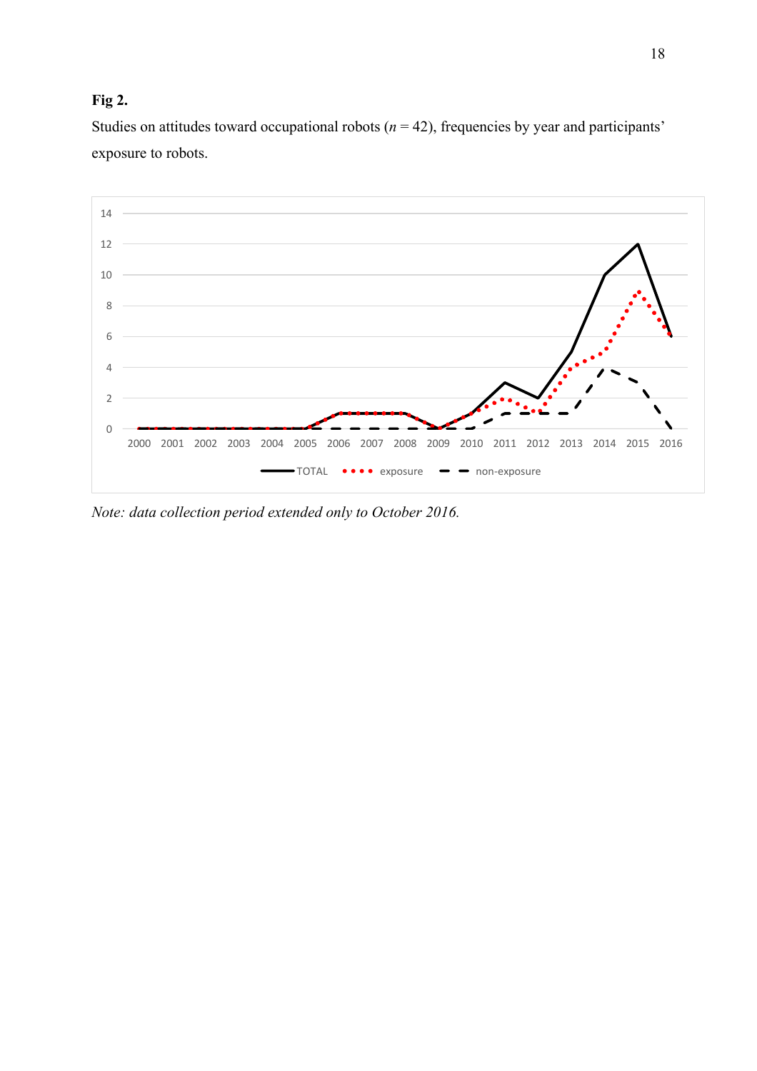**Fig 2.**

Studies on attitudes toward occupational robots ($n$ = 42), frequencies by year and participants' exposure to robots.

*Note: data collection period extended only to October 2016.*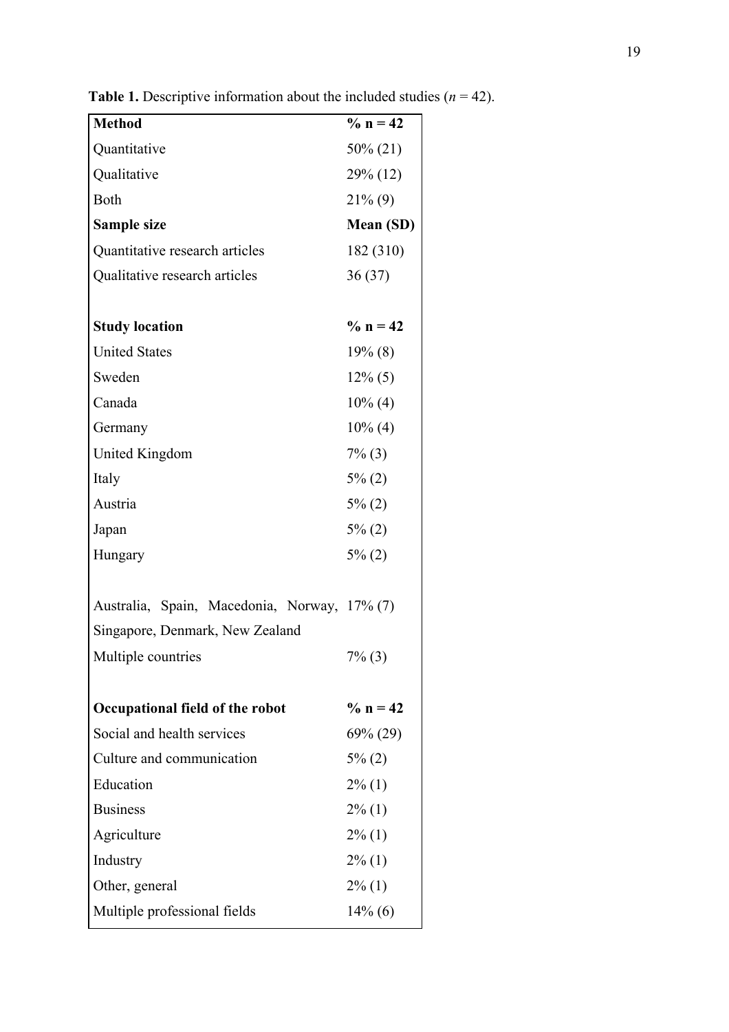**Table 1.** Descriptive information about the included studies (*n* = 42).

| **Method** | **% n = 42** |
|---|---|
| Quantitative | 50% (21) |
| Qualitative | 29% (12) |
| Both | 21% (9) |
| **Sample size** | **Mean (SD)** |
| Quantitative research articles | 182 (310) |
| Qualitative research articles | 36 (37) |
| | |
| **Study location** | **% n = 42** |
| United States | 19% (8) |
| Sweden | 12% (5) |
| Canada | 10% (4) |
| Germany | 10% (4) |
| United Kingdom | 7% (3) |
| Italy | 5% (2) |
| Austria | 5% (2) |
| Japan | 5% (2) |
| Hungary | 5% (2) |
| | |
| Australia, Spain, Macedonia, Norway, Singapore, Denmark, New Zealand | 17% (7) |
| Multiple countries | 7% (3) |
| | |
| **Occupational field of the robot** | **% n = 42** |
| Social and health services | 69% (29) |
| Culture and communication | 5% (2) |
| Education | 2% (1) |
| Business | 2% (1) |
| Agriculture | 2% (1) |
| Industry | 2% (1) |
| Other, general | 2% (1) |
| Multiple professional fields | 14% (6) |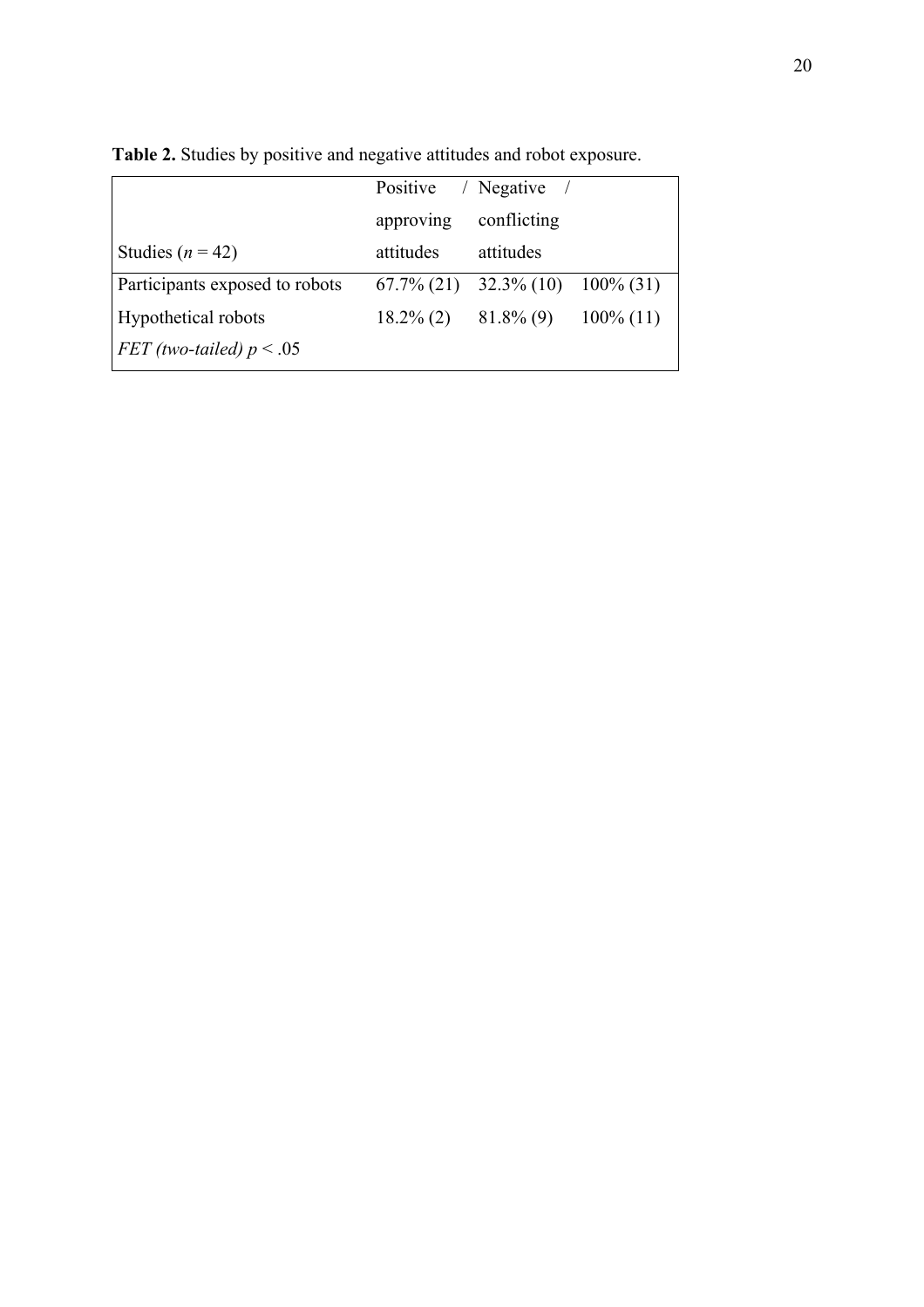**Table 2.** Studies by positive and negative attitudes and robot exposure.

| Studies ($n$ = 42) | Positive / approving attitudes | Negative / conflicting attitudes | |
|---|---|---|---|
| Participants exposed to robots | 67.7% (21) | 32.3% (10) | 100% (31) |
| Hypothetical robots | 18.2% (2) | 81.8% (9) | 100% (11) |
| *FET (two-tailed)* $p < .05$ | | | |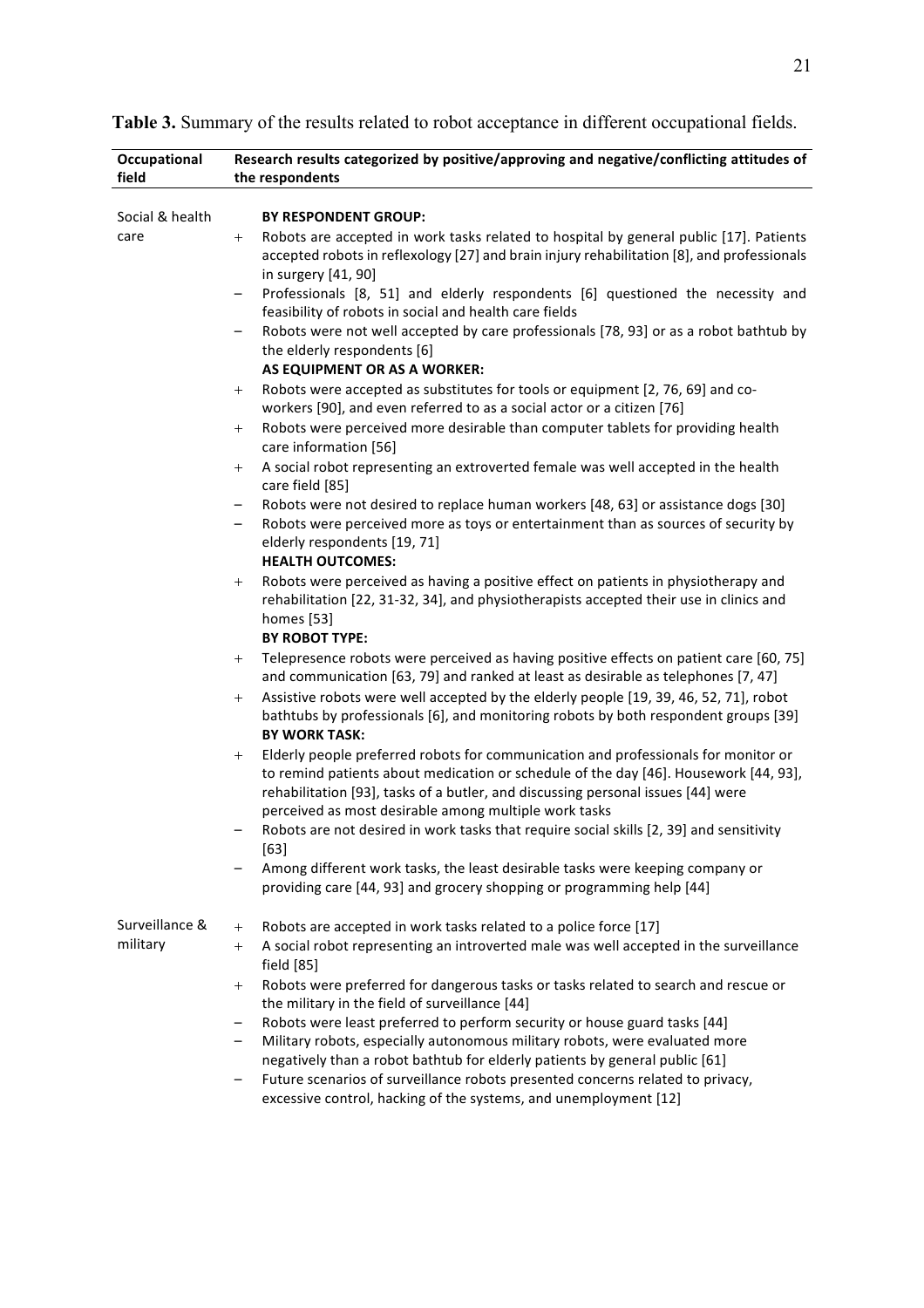**Table 3.** Summary of the results related to robot acceptance in different occupational fields.

| Occupational field | Research results categorized by positive/approving and negative/conflicting attitudes of the respondents |
|---|---|
| Social & health care | **BY RESPONDENT GROUP:** |
| | + Robots are accepted in work tasks related to hospital by general public [17]. Patients accepted robots in reflexology [27] and brain injury rehabilitation [8], and professionals in surgery [41, 90] |
| | – Professionals [8, 51] and elderly respondents [6] questioned the necessity and feasibility of robots in social and health care fields |
| | – Robots were not well accepted by care professionals [78, 93] or as a robot bathtub by the elderly respondents [6] |
| | **AS EQUIPMENT OR AS A WORKER:** |
| | + Robots were accepted as substitutes for tools or equipment [2, 76, 69] and co-workers [90], and even referred to as a social actor or a citizen [76] |
| | + Robots were perceived more desirable than computer tablets for providing health care information [56] |
| | + A social robot representing an extroverted female was well accepted in the health care field [85] |
| | – Robots were not desired to replace human workers [48, 63] or assistance dogs [30] |
| | – Robots were perceived more as toys or entertainment than as sources of security by elderly respondents [19, 71] |
| | **HEALTH OUTCOMES:** |
| | + Robots were perceived as having a positive effect on patients in physiotherapy and rehabilitation [22, 31-32, 34], and physiotherapists accepted their use in clinics and homes [53] |
| | **BY ROBOT TYPE:** |
| | + Telepresence robots were perceived as having positive effects on patient care [60, 75] and communication [63, 79] and ranked at least as desirable as telephones [7, 47] |
| | + Assistive robots were well accepted by the elderly people [19, 39, 46, 52, 71], robot bathtubs by professionals [6], and monitoring robots by both respondent groups [39] |
| | **BY WORK TASK:** |
| | + Elderly people preferred robots for communication and professionals for monitor or to remind patients about medication or schedule of the day [46]. Housework [44, 93], rehabilitation [93], tasks of a butler, and discussing personal issues [44] were perceived as most desirable among multiple work tasks |
| | – Robots are not desired in work tasks that require social skills [2, 39] and sensitivity [63] |
| | – Among different work tasks, the least desirable tasks were keeping company or providing care [44, 93] and grocery shopping or programming help [44] |
| Surveillance & military | + Robots are accepted in work tasks related to a police force [17] |
| | + A social robot representing an introverted male was well accepted in the surveillance field [85] |
| | + Robots were preferred for dangerous tasks or tasks related to search and rescue or the military in the field of surveillance [44] |
| | – Robots were least preferred to perform security or house guard tasks [44] |
| | – Military robots, especially autonomous military robots, were evaluated more negatively than a robot bathtub for elderly patients by general public [61] |
| | – Future scenarios of surveillance robots presented concerns related to privacy, excessive control, hacking of the systems, and unemployment [12] |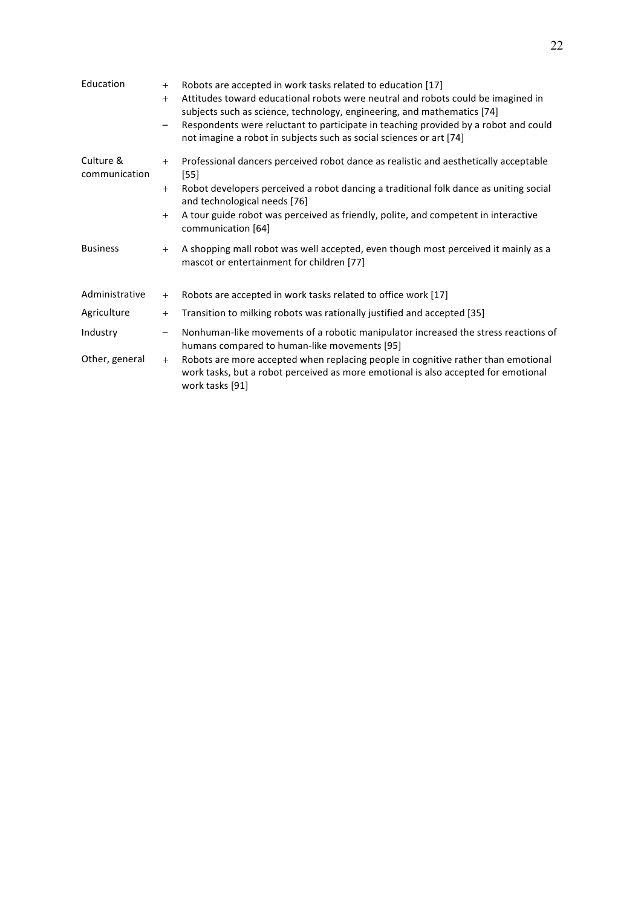| | | |
|---|---|---|
| Education | + | Robots are accepted in work tasks related to education [17] |
| | + | Attitudes toward educational robots were neutral and robots could be imagined in subjects such as science, technology, engineering, and mathematics [74] |
| | – | Respondents were reluctant to participate in teaching provided by a robot and could not imagine a robot in subjects such as social sciences or art [74] |
| Culture & communication | + | Professional dancers perceived robot dance as realistic and aesthetically acceptable [55] |
| | + | Robot developers perceived a robot dancing a traditional folk dance as uniting social and technological needs [76] |
| | + | A tour guide robot was perceived as friendly, polite, and competent in interactive communication [64] |
| Business | + | A shopping mall robot was well accepted, even though most perceived it mainly as a mascot or entertainment for children [77] |
| Administrative | + | Robots are accepted in work tasks related to office work [17] |
| Agriculture | + | Transition to milking robots was rationally justified and accepted [35] |
| Industry | – | Nonhuman-like movements of a robotic manipulator increased the stress reactions of humans compared to human-like movements [95] |
| Other, general | + | Robots are more accepted when replacing people in cognitive rather than emotional work tasks, but a robot perceived as more emotional is also accepted for emotional work tasks [91] |